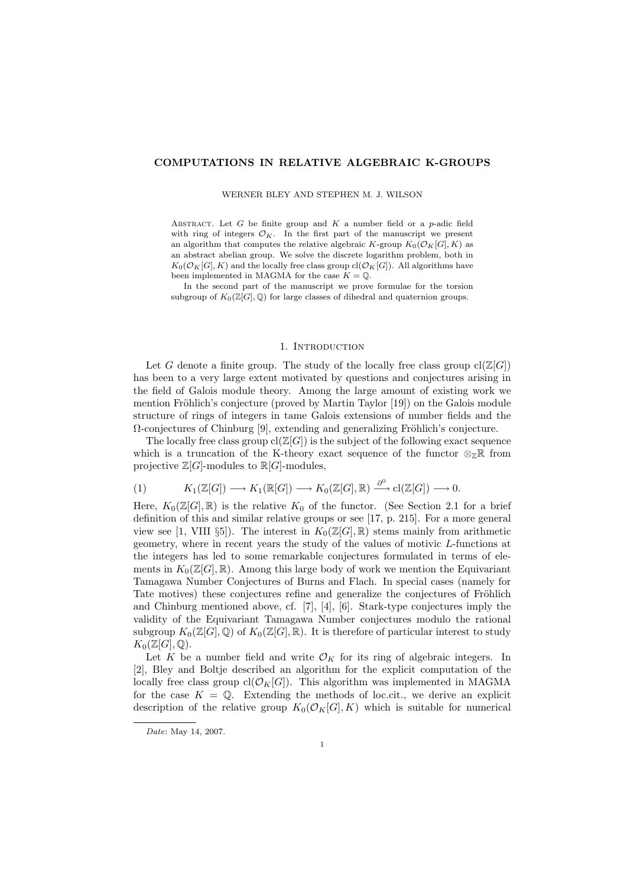# COMPUTATIONS IN RELATIVE ALGEBRAIC K-GROUPS

WERNER BLEY AND STEPHEN M. J. WILSON

Abstract. Let $G$ be finite group and $K$ a number field or a $p$-adic field with ring of integers $\mathcal{O}_K$. In the first part of the manuscript we present an algorithm that computes the relative algebraic $K$-group $K_0(\mathcal{O}_K[G], K)$ as an abstract abelian group. We solve the discrete logarithm problem, both in $K_0(\mathcal{O}_K[G], K)$ and the locally free class group $\mathrm{cl}(\mathcal{O}_K[G])$. All algorithms have been implemented in MAGMA for the case $K = \mathbb{Q}$.

In the second part of the manuscript we prove formulae for the torsion subgroup of $K_0(\mathbb{Z}[G], \mathbb{Q})$ for large classes of dihedral and quaternion groups.

## 1. Introduction

Let $G$ denote a finite group. The study of the locally free class group $\mathrm{cl}(\mathbb{Z}[G])$ has been to a very large extent motivated by questions and conjectures arising in the field of Galois module theory. Among the large amount of existing work we mention Fröhlich's conjecture (proved by Martin Taylor [19]) on the Galois module structure of rings of integers in tame Galois extensions of number fields and the $\Omega$-conjectures of Chinburg [9], extending and generalizing Fröhlich's conjecture.

The locally free class group $\mathrm{cl}(\mathbb{Z}[G])$ is the subject of the following exact sequence which is a truncation of the K-theory exact sequence of the functor $\otimes_{\mathbb{Z}}\mathbb{R}$ from projective $\mathbb{Z}[G]$-modules to $\mathbb{R}[G]$-modules,

$$K_1(\mathbb{Z}[G]) \longrightarrow K_1(\mathbb{R}[G]) \longrightarrow K_0(\mathbb{Z}[G], \mathbb{R}) \xrightarrow{\partial^0} \mathrm{cl}(\mathbb{Z}[G]) \longrightarrow 0. \tag{1}$$

Here, $K_0(\mathbb{Z}[G], \mathbb{R})$ is the relative $K_0$ of the functor. (See Section 2.1 for a brief definition of this and similar relative groups or see [17, p. 215]. For a more general view see [1, VIII §5]). The interest in $K_0(\mathbb{Z}[G], \mathbb{R})$ stems mainly from arithmetic geometry, where in recent years the study of the values of motivic $L$-functions at the integers has led to some remarkable conjectures formulated in terms of elements in $K_0(\mathbb{Z}[G], \mathbb{R})$. Among this large body of work we mention the Equivariant Tamagawa Number Conjectures of Burns and Flach. In special cases (namely for Tate motives) these conjectures refine and generalize the conjectures of Fröhlich and Chinburg mentioned above, cf. [7], [4], [6]. Stark-type conjectures imply the validity of the Equivariant Tamagawa Number conjectures modulo the rational subgroup $K_0(\mathbb{Z}[G], \mathbb{Q})$ of $K_0(\mathbb{Z}[G], \mathbb{R})$. It is therefore of particular interest to study $K_0(\mathbb{Z}[G], \mathbb{Q})$.

Let $K$ be a number field and write $\mathcal{O}_K$ for its ring of algebraic integers. In [2], Bley and Boltje described an algorithm for the explicit computation of the locally free class group $\mathrm{cl}(\mathcal{O}_K[G])$. This algorithm was implemented in MAGMA for the case $K = \mathbb{Q}$. Extending the methods of loc.cit., we derive an explicit description of the relative group $K_0(\mathcal{O}_K[G], K)$ which is suitable for numerical

*Date*: May 14, 2007.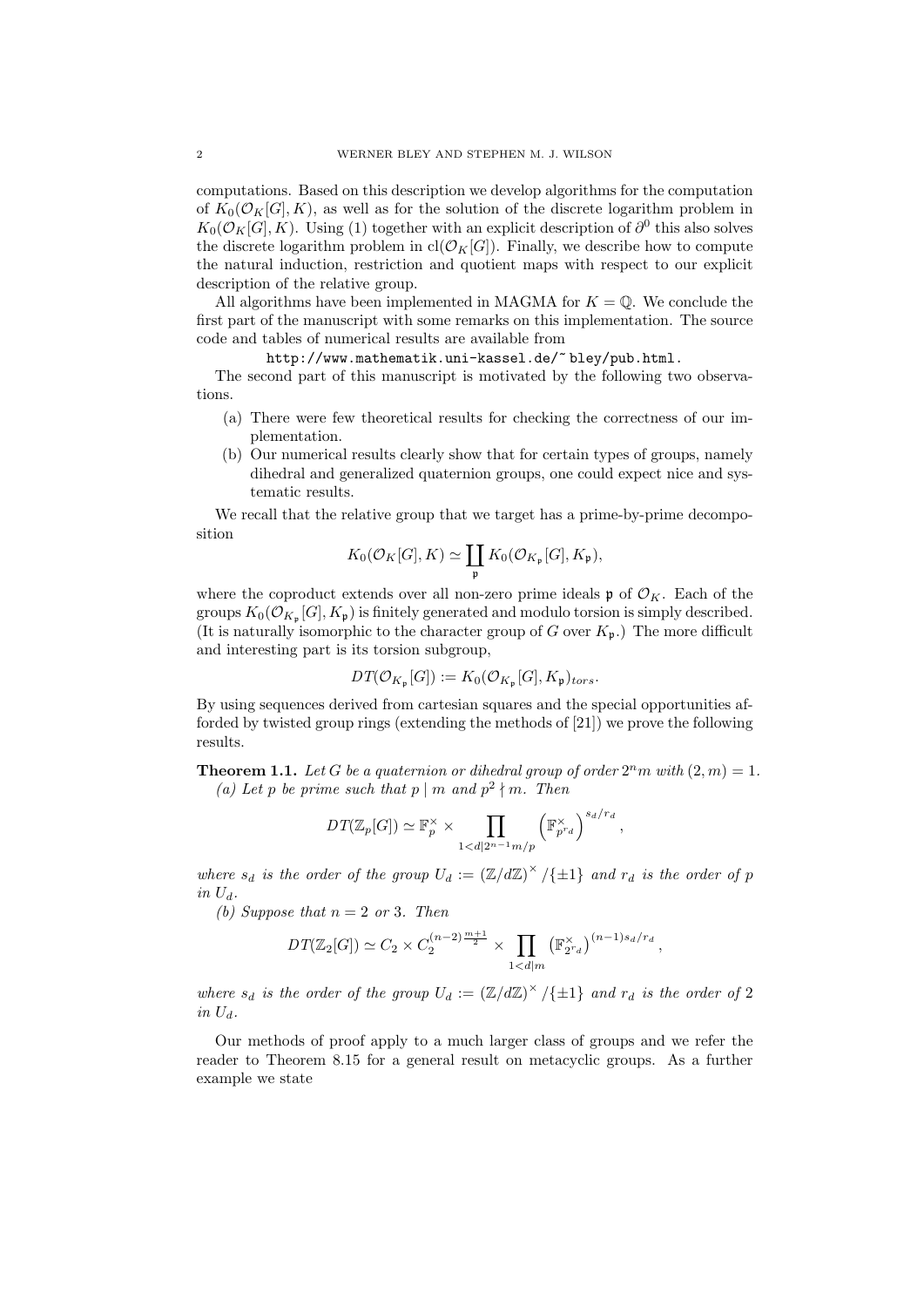computations. Based on this description we develop algorithms for the computation of $K_0(\mathcal{O}_K[G], K)$, as well as for the solution of the discrete logarithm problem in $K_0(\mathcal{O}_K[G], K)$. Using (1) together with an explicit description of $\partial^0$ this also solves the discrete logarithm problem in $\mathrm{cl}(\mathcal{O}_K[G])$. Finally, we describe how to compute the natural induction, restriction and quotient maps with respect to our explicit description of the relative group.

All algorithms have been implemented in MAGMA for $K = \mathbb{Q}$. We conclude the first part of the manuscript with some remarks on this implementation. The source code and tables of numerical results are available from

http://www.mathematik.uni-kassel.de/~ bley/pub.html.

The second part of this manuscript is motivated by the following two observations.

(a) There were few theoretical results for checking the correctness of our implementation.
(b) Our numerical results clearly show that for certain types of groups, namely dihedral and generalized quaternion groups, one could expect nice and systematic results.

We recall that the relative group that we target has a prime-by-prime decomposition

$$K_0(\mathcal{O}_K[G], K) \simeq \coprod_{\mathfrak{p}} K_0(\mathcal{O}_{K_\mathfrak{p}}[G], K_\mathfrak{p}),$$

where the coproduct extends over all non-zero prime ideals $\mathfrak{p}$ of $\mathcal{O}_K$. Each of the groups $K_0(\mathcal{O}_{K_\mathfrak{p}}[G], K_\mathfrak{p})$ is finitely generated and modulo torsion is simply described. (It is naturally isomorphic to the character group of $G$ over $K_\mathfrak{p}$.) The more difficult and interesting part is its torsion subgroup,

$$DT(\mathcal{O}_{K_\mathfrak{p}}[G]) := K_0(\mathcal{O}_{K_\mathfrak{p}}[G], K_\mathfrak{p})_{tors}.$$

By using sequences derived from cartesian squares and the special opportunities afforded by twisted group rings (extending the methods of [21]) we prove the following results.

**Theorem 1.1.** *Let $G$ be a quaternion or dihedral group of order $2^n m$ with $(2, m) = 1$.*
*(a) Let $p$ be prime such that $p \mid m$ and $p^2 \nmid m$. Then*

$$DT(\mathbb{Z}_p[G]) \simeq \mathbb{F}_p^\times \times \prod_{1<d \mid 2^{n-1}m/p} \left(\mathbb{F}_{p^{r_d}}^\times\right)^{s_d/r_d},$$

*where $s_d$ is the order of the group $U_d := (\mathbb{Z}/d\mathbb{Z})^\times/\{\pm 1\}$ and $r_d$ is the order of $p$ in $U_d$.*
*(b) Suppose that $n = 2$ or $3$. Then*

$$DT(\mathbb{Z}_2[G]) \simeq C_2 \times C_2^{(n-2)\frac{m+1}{2}} \times \prod_{1<d \mid m} \left(\mathbb{F}_{2^{r_d}}^\times\right)^{(n-1)s_d/r_d},$$

*where $s_d$ is the order of the group $U_d := (\mathbb{Z}/d\mathbb{Z})^\times/\{\pm 1\}$ and $r_d$ is the order of $2$ in $U_d$.*

Our methods of proof apply to a much larger class of groups and we refer the reader to Theorem 8.15 for a general result on metacyclic groups. As a further example we state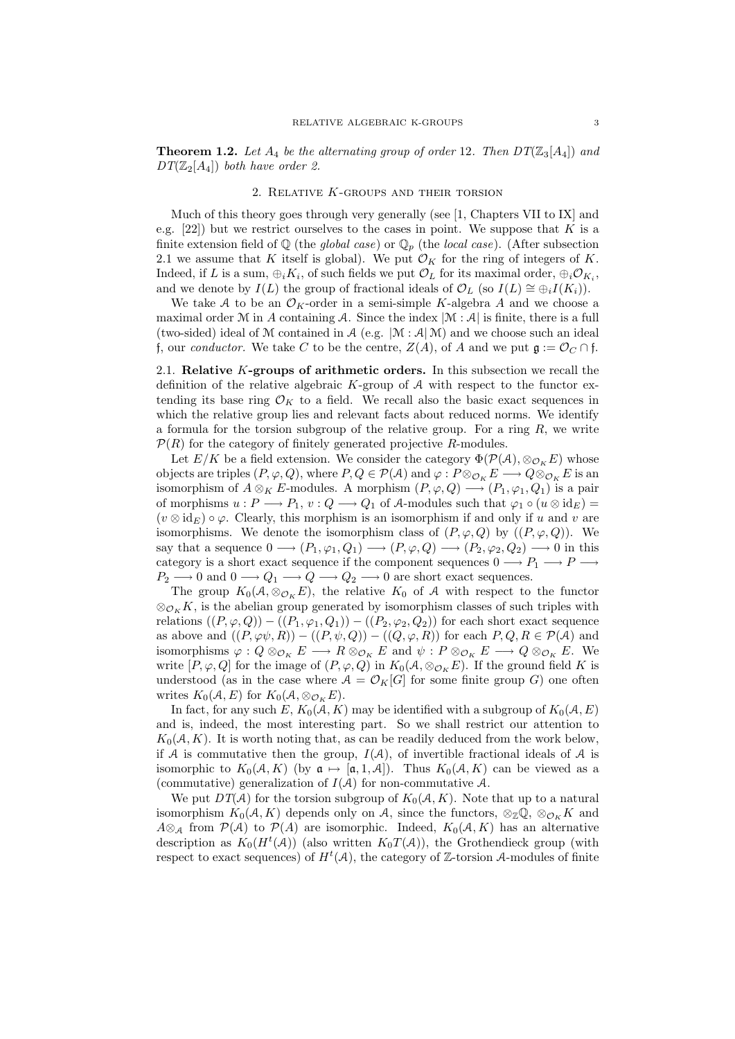**Theorem 1.2.** *Let $A_4$ be the alternating group of order 12. Then $DT(\mathbb{Z}_3[A_4])$ and $DT(\mathbb{Z}_2[A_4])$ both have order 2.*

## 2. Relative $K$-groups and their torsion

Much of this theory goes through very generally (see [1, Chapters VII to IX] and e.g. [22]) but we restrict ourselves to the cases in point. We suppose that $K$ is a finite extension field of $\mathbb{Q}$ (the *global case*) or $\mathbb{Q}_p$ (the *local case*). (After subsection 2.1 we assume that $K$ itself is global). We put $\mathcal{O}_K$ for the ring of integers of $K$. Indeed, if $L$ is a sum, $\oplus_i K_i$, of such fields we put $\mathcal{O}_L$ for its maximal order, $\oplus_i \mathcal{O}_{K_i}$, and we denote by $I(L)$ the group of fractional ideals of $\mathcal{O}_L$ (so $I(L) \cong \oplus_i I(K_i)$).

We take $\mathcal{A}$ to be an $\mathcal{O}_K$-order in a semi-simple $K$-algebra $A$ and we choose a maximal order $\mathcal{M}$ in $A$ containing $\mathcal{A}$. Since the index $|\mathcal{M} : \mathcal{A}|$ is finite, there is a full (two-sided) ideal of $\mathcal{M}$ contained in $\mathcal{A}$ (e.g. $|\mathcal{M} : \mathcal{A}|\,\mathcal{M}$) and we choose such an ideal $\mathfrak{f}$, our *conductor*. We take $C$ to be the centre, $Z(A)$, of $A$ and we put $\mathfrak{g} := \mathcal{O}_C \cap \mathfrak{f}$.

### 2.1. Relative $K$-groups of arithmetic orders.

In this subsection we recall the definition of the relative algebraic $K$-group of $\mathcal{A}$ with respect to the functor extending its base ring $\mathcal{O}_K$ to a field. We recall also the basic exact sequences in which the relative group lies and relevant facts about reduced norms. We identify a formula for the torsion subgroup of the relative group. For a ring $R$, we write $\mathcal{P}(R)$ for the category of finitely generated projective $R$-modules.

Let $E/K$ be a field extension. We consider the category $\Phi(\mathcal{P}(\mathcal{A}), \otimes_{\mathcal{O}_K} E)$ whose objects are triples $(P, \varphi, Q)$, where $P, Q \in \mathcal{P}(\mathcal{A})$ and $\varphi : P \otimes_{\mathcal{O}_K} E \longrightarrow Q \otimes_{\mathcal{O}_K} E$ is an isomorphism of $A \otimes_K E$-modules. A morphism $(P, \varphi, Q) \longrightarrow (P_1, \varphi_1, Q_1)$ is a pair of morphisms $u : P \longrightarrow P_1$, $v : Q \longrightarrow Q_1$ of $\mathcal{A}$-modules such that $\varphi_1 \circ (u \otimes \mathrm{id}_E) = (v \otimes \mathrm{id}_E) \circ \varphi$. Clearly, this morphism is an isomorphism if and only if $u$ and $v$ are isomorphisms. We denote the isomorphism class of $(P, \varphi, Q)$ by $((P, \varphi, Q))$. We say that a sequence $0 \longrightarrow (P_1, \varphi_1, Q_1) \longrightarrow (P, \varphi, Q) \longrightarrow (P_2, \varphi_2, Q_2) \longrightarrow 0$ in this category is a short exact sequence if the component sequences $0 \longrightarrow P_1 \longrightarrow P \longrightarrow P_2 \longrightarrow 0$ and $0 \longrightarrow Q_1 \longrightarrow Q \longrightarrow Q_2 \longrightarrow 0$ are short exact sequences.

The group $K_0(\mathcal{A}, \otimes_{\mathcal{O}_K} E)$, the relative $K_0$ of $\mathcal{A}$ with respect to the functor $\otimes_{\mathcal{O}_K} K$, is the abelian group generated by isomorphism classes of such triples with relations $((P, \varphi, Q)) - ((P_1, \varphi_1, Q_1)) - ((P_2, \varphi_2, Q_2))$ for each short exact sequence as above and $((P, \varphi\psi, R)) - ((P, \psi, Q)) - ((Q, \varphi, R))$ for each $P, Q, R \in \mathcal{P}(\mathcal{A})$ and isomorphisms $\varphi : Q \otimes_{\mathcal{O}_K} E \longrightarrow R \otimes_{\mathcal{O}_K} E$ and $\psi : P \otimes_{\mathcal{O}_K} E \longrightarrow Q \otimes_{\mathcal{O}_K} E$. We write $[P, \varphi, Q]$ for the image of $(P, \varphi, Q)$ in $K_0(\mathcal{A}, \otimes_{\mathcal{O}_K} E)$. If the ground field $K$ is understood (as in the case where $\mathcal{A} = \mathcal{O}_K[G]$ for some finite group $G$) one often writes $K_0(\mathcal{A}, E)$ for $K_0(\mathcal{A}, \otimes_{\mathcal{O}_K} E)$.

In fact, for any such $E$, $K_0(\mathcal{A}, K)$ may be identified with a subgroup of $K_0(\mathcal{A}, E)$ and is, indeed, the most interesting part. So we shall restrict our attention to $K_0(\mathcal{A}, K)$. It is worth noting that, as can be readily deduced from the work below, if $\mathcal{A}$ is commutative then the group, $I(\mathcal{A})$, of invertible fractional ideals of $\mathcal{A}$ is isomorphic to $K_0(\mathcal{A}, K)$ (by $\mathfrak{a} \mapsto [\mathfrak{a}, 1, \mathcal{A}]$). Thus $K_0(\mathcal{A}, K)$ can be viewed as a (commutative) generalization of $I(\mathcal{A})$ for non-commutative $\mathcal{A}$.

We put $DT(\mathcal{A})$ for the torsion subgroup of $K_0(\mathcal{A}, K)$. Note that up to a natural isomorphism $K_0(\mathcal{A}, K)$ depends only on $\mathcal{A}$, since the functors, $\otimes_{\mathbb{Z}} \mathbb{Q}$, $\otimes_{\mathcal{O}_K} K$ and $A \otimes_{\mathcal{A}}$ from $\mathcal{P}(\mathcal{A})$ to $\mathcal{P}(A)$ are isomorphic. Indeed, $K_0(\mathcal{A}, K)$ has an alternative description as $K_0(H^t(\mathcal{A}))$ (also written $K_0T(\mathcal{A})$), the Grothendieck group (with respect to exact sequences) of $H^t(\mathcal{A})$, the category of $\mathbb{Z}$-torsion $\mathcal{A}$-modules of finite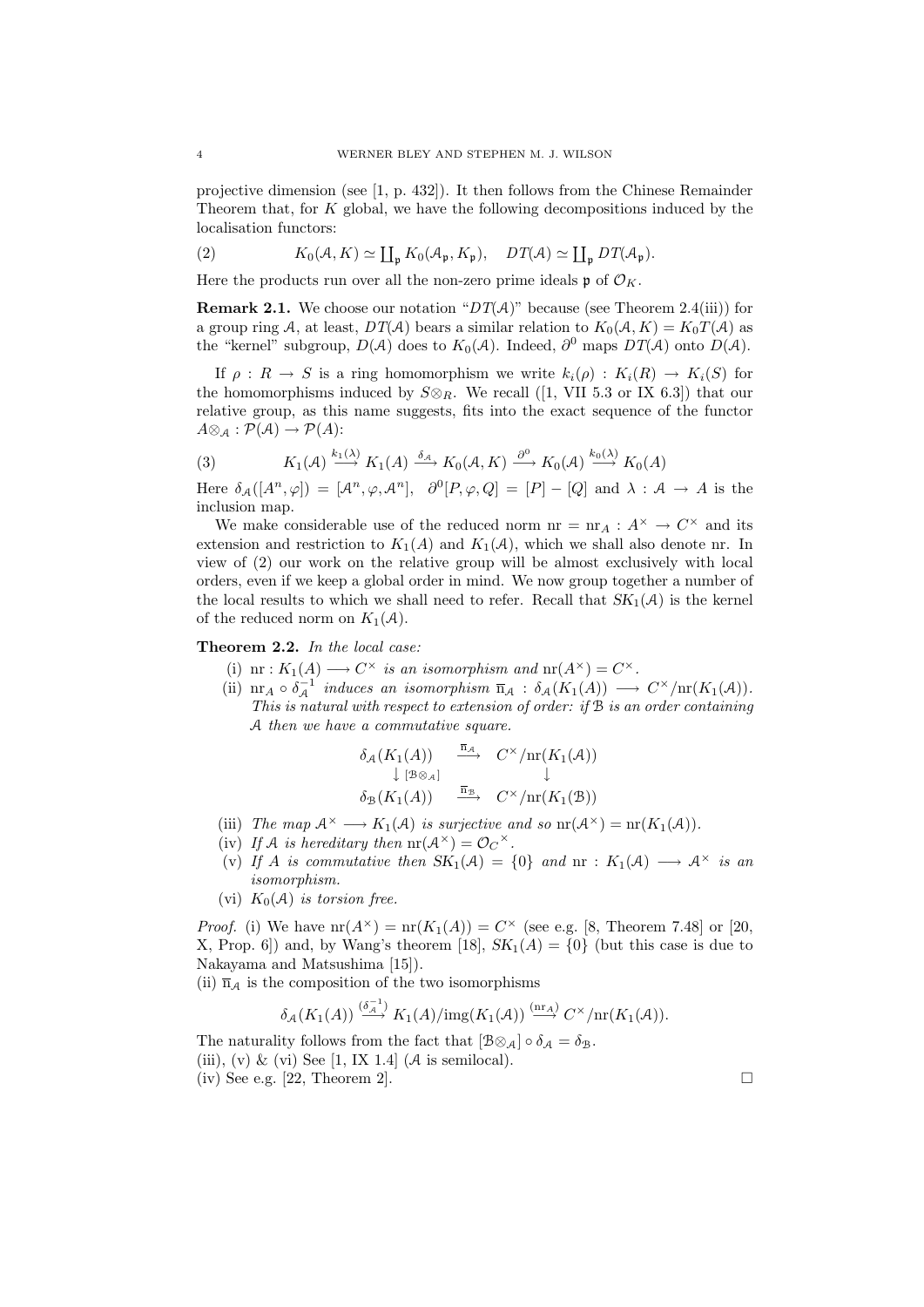projective dimension (see [1, p. 432]). It then follows from the Chinese Remainder Theorem that, for $K$ global, we have the following decompositions induced by the localisation functors:

$$K_0(\mathcal{A}, K) \simeq \coprod_{\mathfrak{p}} K_0(\mathcal{A}_{\mathfrak{p}}, K_{\mathfrak{p}}), \quad DT(\mathcal{A}) \simeq \coprod_{\mathfrak{p}} DT(\mathcal{A}_{\mathfrak{p}}). \tag{2}$$

Here the products run over all the non-zero prime ideals $\mathfrak{p}$ of $\mathcal{O}_K$.

**Remark 2.1.** We choose our notation "$DT(\mathcal{A})$" because (see Theorem 2.4(iii)) for a group ring $\mathcal{A}$, at least, $DT(\mathcal{A})$ bears a similar relation to $K_0(\mathcal{A}, K) = K_0T(\mathcal{A})$ as the "kernel" subgroup, $D(\mathcal{A})$ does to $K_0(\mathcal{A})$. Indeed, $\partial^0$ maps $DT(\mathcal{A})$ onto $D(\mathcal{A})$.

If $\rho : R \to S$ is a ring homomorphism we write $k_i(\rho) : K_i(R) \to K_i(S)$ for the homomorphisms induced by $S \otimes_R$. We recall ([1, VII 5.3 or IX 6.3]) that our relative group, as this name suggests, fits into the exact sequence of the functor $A \otimes_{\mathcal{A}} : \mathcal{P}(\mathcal{A}) \to \mathcal{P}(A)$:

$$K_1(\mathcal{A}) \xrightarrow{k_1(\lambda)} K_1(A) \xrightarrow{\delta_{\mathcal{A}}} K_0(\mathcal{A}, K) \xrightarrow{\partial^0} K_0(\mathcal{A}) \xrightarrow{k_0(\lambda)} K_0(A) \tag{3}$$

Here $\delta_{\mathcal{A}}([A^n, \varphi]) = [\mathcal{A}^n, \varphi, \mathcal{A}^n]$, $\partial^0[P, \varphi, Q] = [P] - [Q]$ and $\lambda : \mathcal{A} \to A$ is the inclusion map.

We make considerable use of the reduced norm $\mathrm{nr} = \mathrm{nr}_A : A^\times \to C^\times$ and its extension and restriction to $K_1(A)$ and $K_1(\mathcal{A})$, which we shall also denote nr. In view of (2) our work on the relative group will be almost exclusively with local orders, even if we keep a global order in mind. We now group together a number of the local results to which we shall need to refer. Recall that $SK_1(\mathcal{A})$ is the kernel of the reduced norm on $K_1(\mathcal{A})$.

**Theorem 2.2.** *In the local case:*

(i) $\mathrm{nr} : K_1(A) \longrightarrow C^\times$ *is an isomorphism and* $\mathrm{nr}(A^\times) = C^\times$.

(ii) $\mathrm{nr}_A \circ \delta_{\mathcal{A}}^{-1}$ *induces an isomorphism* $\overline{\mathrm{n}}_{\mathcal{A}} : \delta_{\mathcal{A}}(K_1(A)) \longrightarrow C^\times/\mathrm{nr}(K_1(\mathcal{A}))$. *This is natural with respect to extension of order: if $\mathcal{B}$ is an order containing $\mathcal{A}$ then we have a commutative square.*

$$\begin{array}{ccc} \delta_{\mathcal{A}}(K_1(A)) & \xrightarrow{\overline{\mathrm{n}}_{\mathcal{A}}} & C^\times/\mathrm{nr}(K_1(\mathcal{A})) \\ \downarrow [\mathcal{B}\otimes_{\mathcal{A}}] & & \downarrow \\ \delta_{\mathcal{B}}(K_1(A)) & \xrightarrow{\overline{\mathrm{n}}_{\mathcal{B}}} & C^\times/\mathrm{nr}(K_1(\mathcal{B})) \end{array}$$

(iii) *The map* $\mathcal{A}^\times \longrightarrow K_1(\mathcal{A})$ *is surjective and so* $\mathrm{nr}(\mathcal{A}^\times) = \mathrm{nr}(K_1(\mathcal{A}))$.

(iv) *If $\mathcal{A}$ is hereditary then* $\mathrm{nr}(\mathcal{A}^\times) = {\mathcal{O}_C}^\times$.

(v) *If $A$ is commutative then* $SK_1(\mathcal{A}) = \{0\}$ *and* $\mathrm{nr} : K_1(\mathcal{A}) \longrightarrow \mathcal{A}^\times$ *is an isomorphism.*

(vi) $K_0(\mathcal{A})$ *is torsion free.*

*Proof.* (i) We have $\mathrm{nr}(A^\times) = \mathrm{nr}(K_1(A)) = C^\times$ (see e.g. [8, Theorem 7.48] or [20, X, Prop. 6]) and, by Wang's theorem [18], $SK_1(A) = \{0\}$ (but this case is due to Nakayama and Matsushima [15]).

(ii) $\overline{\mathrm{n}}_{\mathcal{A}}$ is the composition of the two isomorphisms

$$\delta_{\mathcal{A}}(K_1(A)) \xrightarrow{(\delta_{\mathcal{A}}^{-1})} K_1(A)/\mathrm{img}(K_1(\mathcal{A})) \xrightarrow{(\mathrm{nr}_A)} C^\times/\mathrm{nr}(K_1(\mathcal{A})).$$

The naturality follows from the fact that $[\mathcal{B}\otimes_{\mathcal{A}}] \circ \delta_{\mathcal{A}} = \delta_{\mathcal{B}}$.

(iii), (v) & (vi) See [1, IX 1.4] ($\mathcal{A}$ is semilocal).

(iv) See e.g. [22, Theorem 2]. $\square$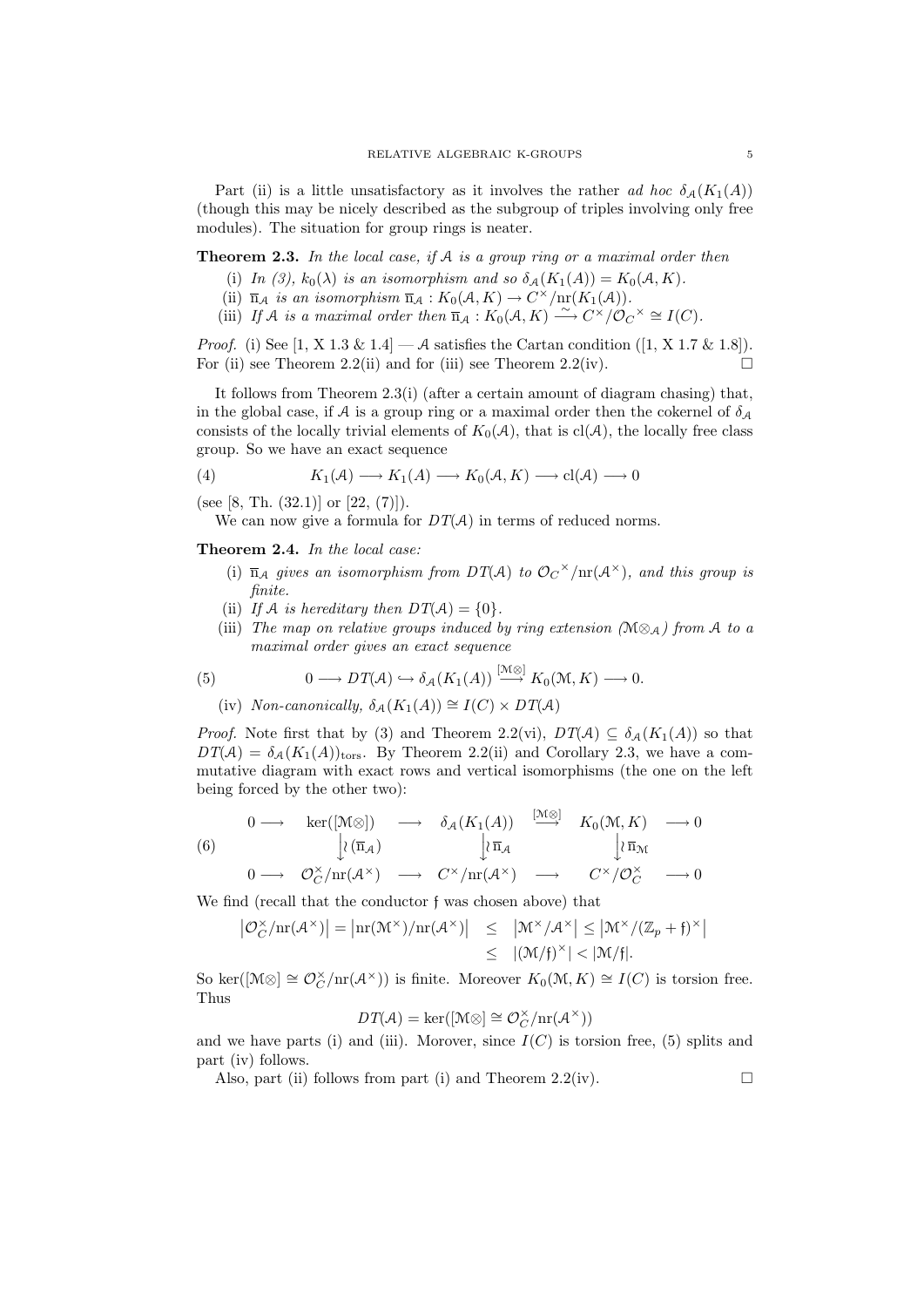Part (ii) is a little unsatisfactory as it involves the rather *ad hoc* $\delta_{\mathcal{A}}(K_1(A))$ (though this may be nicely described as the subgroup of triples involving only free modules). The situation for group rings is neater.

**Theorem 2.3.** *In the local case, if $\mathcal{A}$ is a group ring or a maximal order then*

(i) *In (3), $k_0(\lambda)$ is an isomorphism and so $\delta_{\mathcal{A}}(K_1(A)) = K_0(\mathcal{A}, K)$.*

(ii) *$\overline{\mathrm{n}}_{\mathcal{A}}$ is an isomorphism $\overline{\mathrm{n}}_{\mathcal{A}} : K_0(\mathcal{A}, K) \to C^\times/\mathrm{nr}(K_1(\mathcal{A}))$.*

(iii) *If $\mathcal{A}$ is a maximal order then $\overline{\mathrm{n}}_{\mathcal{A}} : K_0(\mathcal{A}, K) \xrightarrow{\sim} C^\times/{\mathcal{O}_C}^\times \cong I(C)$.*

*Proof.* (i) See [1, X 1.3 & 1.4] — $\mathcal{A}$ satisfies the Cartan condition ([1, X 1.7 & 1.8]). For (ii) see Theorem 2.2(ii) and for (iii) see Theorem 2.2(iv). □

It follows from Theorem 2.3(i) (after a certain amount of diagram chasing) that, in the global case, if $\mathcal{A}$ is a group ring or a maximal order then the cokernel of $\delta_{\mathcal{A}}$ consists of the locally trivial elements of $K_0(\mathcal{A})$, that is $\mathrm{cl}(\mathcal{A})$, the locally free class group. So we have an exact sequence

$$K_1(\mathcal{A}) \longrightarrow K_1(A) \longrightarrow K_0(\mathcal{A}, K) \longrightarrow \mathrm{cl}(\mathcal{A}) \longrightarrow 0 \tag{4}$$

(see [8, Th. (32.1)] or [22, (7)]).

We can now give a formula for $DT(\mathcal{A})$ in terms of reduced norms.

**Theorem 2.4.** *In the local case:*

(i) *$\overline{\mathrm{n}}_{\mathcal{A}}$ gives an isomorphism from $DT(\mathcal{A})$ to ${\mathcal{O}_C}^\times/\mathrm{nr}(\mathcal{A}^\times)$, and this group is finite.*

(ii) *If $\mathcal{A}$ is hereditary then $DT(\mathcal{A}) = \{0\}$.*

(iii) *The map on relative groups induced by ring extension ($\mathcal{M}\otimes_{\mathcal{A}}$) from $\mathcal{A}$ to a maximal order gives an exact sequence*

$$0 \longrightarrow DT(\mathcal{A}) \hookrightarrow \delta_{\mathcal{A}}(K_1(A)) \xrightarrow{[\mathcal{M}\otimes]} K_0(\mathcal{M}, K) \longrightarrow 0. \tag{5}$$

(iv) *Non-canonically, $\delta_{\mathcal{A}}(K_1(A)) \cong I(C) \times DT(\mathcal{A})$*

*Proof.* Note first that by (3) and Theorem 2.2(vi), $DT(\mathcal{A}) \subseteq \delta_{\mathcal{A}}(K_1(A))$ so that $DT(\mathcal{A}) = \delta_{\mathcal{A}}(K_1(A))_{\mathrm{tors}}$. By Theorem 2.2(ii) and Corollary 2.3, we have a commutative diagram with exact rows and vertical isomorphisms (the one on the left being forced by the other two):

$$\begin{array}{ccccccccc} 0 \longrightarrow & \ker([\mathcal{M}\otimes]) & \longrightarrow & \delta_{\mathcal{A}}(K_1(A)) & \xrightarrow{[\mathcal{M}\otimes]} & K_0(\mathcal{M}, K) & \longrightarrow 0 \\ & \downarrow\wr\,(\overline{\mathrm{n}}_{\mathcal{A}}) & & \downarrow\wr\,\overline{\mathrm{n}}_{\mathcal{A}} & & \downarrow\wr\,\overline{\mathrm{n}}_{\mathcal{M}} & \\ 0 \longrightarrow & \mathcal{O}_C^\times/\mathrm{nr}(\mathcal{A}^\times) & \longrightarrow & C^\times/\mathrm{nr}(\mathcal{A}^\times) & \longrightarrow & C^\times/\mathcal{O}_C^\times & \longrightarrow 0 \end{array} \tag{6}$$

We find (recall that the conductor $\mathfrak{f}$ was chosen above) that

$$\begin{aligned} \left|\mathcal{O}_C^\times/\mathrm{nr}(\mathcal{A}^\times)\right| = \left|\mathrm{nr}(\mathcal{M}^\times)/\mathrm{nr}(\mathcal{A}^\times)\right| &\leq \left|\mathcal{M}^\times/\mathcal{A}^\times\right| \leq \left|\mathcal{M}^\times/(\mathbb{Z}_p + \mathfrak{f})^\times\right| \\ &\leq \left|(\mathcal{M}/\mathfrak{f})^\times\right| < |\mathcal{M}/\mathfrak{f}|. \end{aligned}$$

So $\ker([\mathcal{M}\otimes] \cong \mathcal{O}_C^\times/\mathrm{nr}(\mathcal{A}^\times))$ is finite. Moreover $K_0(\mathcal{M}, K) \cong I(C)$ is torsion free. Thus

$$DT(\mathcal{A}) = \ker([\mathcal{M}\otimes] \cong \mathcal{O}_C^\times/\mathrm{nr}(\mathcal{A}^\times))$$

and we have parts (i) and (iii). Morover, since $I(C)$ is torsion free, (5) splits and part (iv) follows.

Also, part (ii) follows from part (i) and Theorem 2.2(iv). □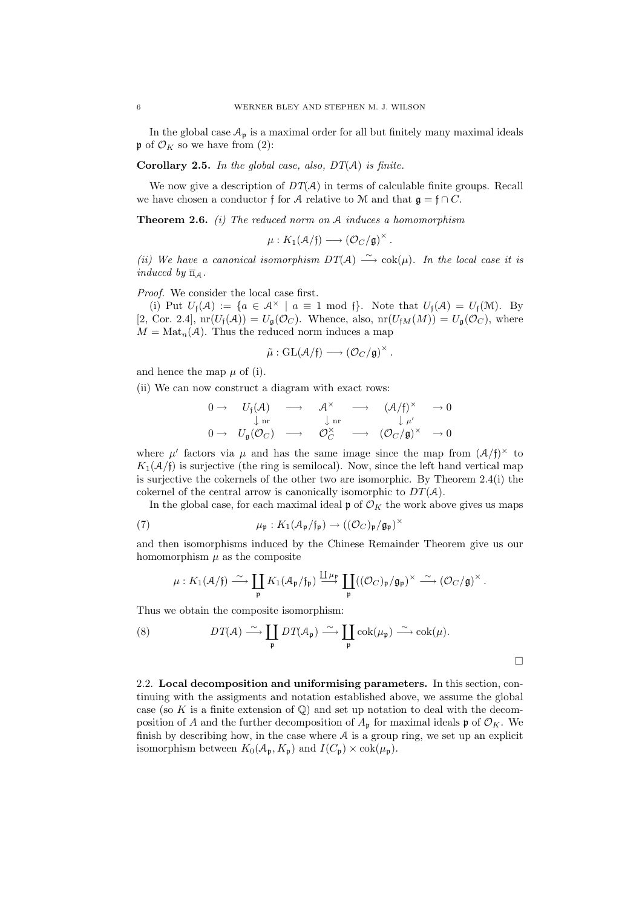In the global case $\mathcal{A}_\mathfrak{p}$ is a maximal order for all but finitely many maximal ideals $\mathfrak{p}$ of $\mathcal{O}_K$ so we have from (2):

**Corollary 2.5.** *In the global case, also, $DT(\mathcal{A})$ is finite.*

We now give a description of $DT(\mathcal{A})$ in terms of calculable finite groups. Recall we have chosen a conductor $\mathfrak{f}$ for $\mathcal{A}$ relative to $\mathcal{M}$ and that $\mathfrak{g} = \mathfrak{f} \cap C$.

**Theorem 2.6.** *(i) The reduced norm on $\mathcal{A}$ induces a homomorphism*

$$\mu : K_1(\mathcal{A}/\mathfrak{f}) \longrightarrow (\mathcal{O}_C/\mathfrak{g})^\times .$$

*(ii) We have a canonical isomorphism $DT(\mathcal{A}) \xrightarrow{\sim} \mathrm{cok}(\mu)$. In the local case it is induced by $\overline{\mathrm{n}}_\mathcal{A}$.*

*Proof.* We consider the local case first.

(i) Put $U_\mathfrak{f}(\mathcal{A}) := \{a \in \mathcal{A}^\times \mid a \equiv 1 \bmod \mathfrak{f}\}$. Note that $U_\mathfrak{f}(\mathcal{A}) = U_\mathfrak{f}(\mathcal{M})$. By [2, Cor. 2.4], $\mathrm{nr}(U_\mathfrak{f}(\mathcal{A})) = U_\mathfrak{g}(\mathcal{O}_C)$. Whence, also, $\mathrm{nr}(U_{\mathfrak{f}M}(M)) = U_\mathfrak{g}(\mathcal{O}_C)$, where $M = \mathrm{Mat}_n(\mathcal{A})$. Thus the reduced norm induces a map

$$\tilde{\mu} : \mathrm{GL}(\mathcal{A}/\mathfrak{f}) \longrightarrow (\mathcal{O}_C/\mathfrak{g})^\times .$$

and hence the map $\mu$ of (i).

(ii) We can now construct a diagram with exact rows:

$$\begin{array}{ccccccc}
0 \to & U_\mathfrak{f}(\mathcal{A}) & \longrightarrow & \mathcal{A}^\times & \longrightarrow & (\mathcal{A}/\mathfrak{f})^\times & \to 0 \\
& \downarrow \mathrm{nr} & & \downarrow \mathrm{nr} & & \downarrow \mu' & \\
0 \to & U_\mathfrak{g}(\mathcal{O}_C) & \longrightarrow & \mathcal{O}_C^\times & \longrightarrow & (\mathcal{O}_C/\mathfrak{g})^\times & \to 0
\end{array}$$

where $\mu'$ factors via $\mu$ and has the same image since the map from $(\mathcal{A}/\mathfrak{f})^\times$ to $K_1(\mathcal{A}/\mathfrak{f})$ is surjective (the ring is semilocal). Now, since the left hand vertical map is surjective the cokernels of the other two are isomorphic. By Theorem 2.4(i) the cokernel of the central arrow is canonically isomorphic to $DT(\mathcal{A})$.

In the global case, for each maximal ideal $\mathfrak{p}$ of $\mathcal{O}_K$ the work above gives us maps

$$\mu_\mathfrak{p} : K_1(\mathcal{A}_\mathfrak{p}/\mathfrak{f}_\mathfrak{p}) \to ((\mathcal{O}_C)_\mathfrak{p}/\mathfrak{g}_\mathfrak{p})^\times \tag{7}$$

and then isomorphisms induced by the Chinese Remainder Theorem give us our homomorphism $\mu$ as the composite

$$\mu : K_1(\mathcal{A}/\mathfrak{f}) \xrightarrow{\sim} \coprod_\mathfrak{p} K_1(\mathcal{A}_\mathfrak{p}/\mathfrak{f}_\mathfrak{p}) \xrightarrow{\coprod \mu_\mathfrak{p}} \coprod_\mathfrak{p} ((\mathcal{O}_C)_\mathfrak{p}/\mathfrak{g}_\mathfrak{p})^\times \xrightarrow{\sim} (\mathcal{O}_C/\mathfrak{g})^\times .$$

Thus we obtain the composite isomorphism:

$$DT(\mathcal{A}) \xrightarrow{\sim} \coprod_\mathfrak{p} DT(\mathcal{A}_\mathfrak{p}) \xrightarrow{\sim} \coprod_\mathfrak{p} \mathrm{cok}(\mu_\mathfrak{p}) \xrightarrow{\sim} \mathrm{cok}(\mu). \tag{8}$$

□

2.2. **Local decomposition and uniformising parameters.** In this section, continuing with the assigments and notation established above, we assume the global case (so $K$ is a finite extension of $\mathbb{Q}$) and set up notation to deal with the decomposition of $A$ and the further decomposition of $A_\mathfrak{p}$ for maximal ideals $\mathfrak{p}$ of $\mathcal{O}_K$. We finish by describing how, in the case where $\mathcal{A}$ is a group ring, we set up an explicit isomorphism between $K_0(\mathcal{A}_\mathfrak{p}, K_\mathfrak{p})$ and $I(C_\mathfrak{p}) \times \mathrm{cok}(\mu_\mathfrak{p})$.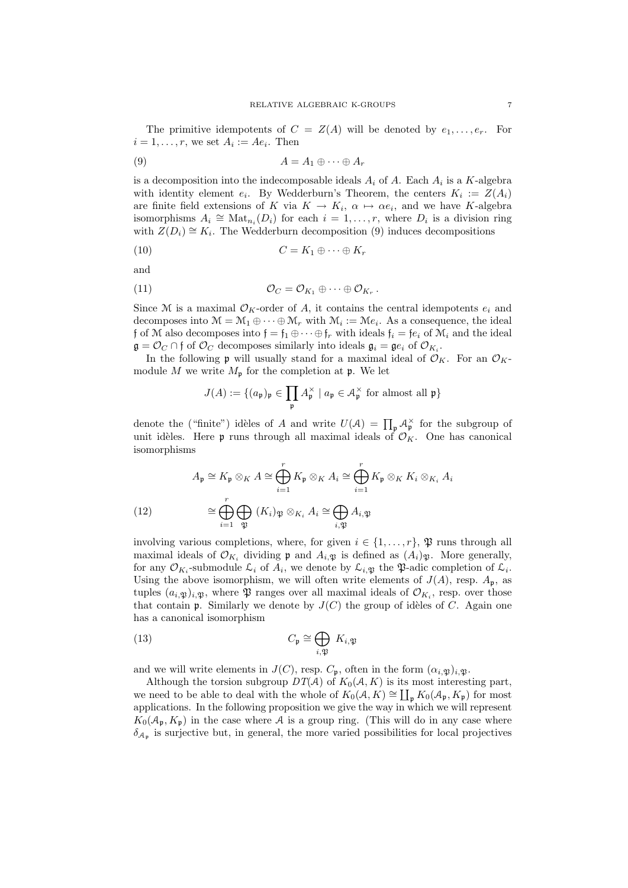The primitive idempotents of $C = Z(A)$ will be denoted by $e_1, \ldots, e_r$. For $i = 1, \ldots, r$, we set $A_i := Ae_i$. Then

$$A = A_1 \oplus \cdots \oplus A_r \tag{9}$$

is a decomposition into the indecomposable ideals $A_i$ of $A$. Each $A_i$ is a $K$-algebra with identity element $e_i$. By Wedderburn's Theorem, the centers $K_i := Z(A_i)$ are finite field extensions of $K$ via $K \to K_i$, $\alpha \mapsto \alpha e_i$, and we have $K$-algebra isomorphisms $A_i \cong \mathrm{Mat}_{n_i}(D_i)$ for each $i = 1, \ldots, r$, where $D_i$ is a division ring with $Z(D_i) \cong K_i$. The Wedderburn decomposition (9) induces decompositions

$$C = K_1 \oplus \cdots \oplus K_r \tag{10}$$

and

$$\mathcal{O}_C = \mathcal{O}_{K_1} \oplus \cdots \oplus \mathcal{O}_{K_r}\,. \tag{11}$$

Since $\mathcal{M}$ is a maximal $\mathcal{O}_K$-order of $A$, it contains the central idempotents $e_i$ and decomposes into $\mathcal{M} = \mathcal{M}_1 \oplus \cdots \oplus \mathcal{M}_r$ with $\mathcal{M}_i := \mathcal{M}e_i$. As a consequence, the ideal $\mathfrak{f}$ of $\mathcal{M}$ also decomposes into $\mathfrak{f} = \mathfrak{f}_1 \oplus \cdots \oplus \mathfrak{f}_r$ with ideals $\mathfrak{f}_i = \mathfrak{f}e_i$ of $\mathcal{M}_i$ and the ideal $\mathfrak{g} = \mathcal{O}_C \cap \mathfrak{f}$ of $\mathcal{O}_C$ decomposes similarly into ideals $\mathfrak{g}_i = \mathfrak{g}e_i$ of $\mathcal{O}_{K_i}$.

In the following $\mathfrak{p}$ will usually stand for a maximal ideal of $\mathcal{O}_K$. For an $\mathcal{O}_K$-module $M$ we write $M_\mathfrak{p}$ for the completion at $\mathfrak{p}$. We let

$$J(A) := \{(a_\mathfrak{p})_\mathfrak{p} \in \prod_\mathfrak{p} A_\mathfrak{p}^\times \mid a_\mathfrak{p} \in \mathcal{A}_\mathfrak{p}^\times \text{ for almost all } \mathfrak{p}\}$$

denote the ("finite") idèles of $A$ and write $U(\mathcal{A}) = \prod_\mathfrak{p} \mathcal{A}_\mathfrak{p}^\times$ for the subgroup of unit idèles. Here $\mathfrak{p}$ runs through all maximal ideals of $\mathcal{O}_K$. One has canonical isomorphisms

$$\begin{aligned} A_\mathfrak{p} &\cong K_\mathfrak{p} \otimes_K A \cong \bigoplus_{i=1}^{r} K_\mathfrak{p} \otimes_K A_i \cong \bigoplus_{i=1}^{r} K_\mathfrak{p} \otimes_K K_i \otimes_{K_i} A_i \\ &\cong \bigoplus_{i=1}^{r} \bigoplus_{\mathfrak{P}} (K_i)_\mathfrak{P} \otimes_{K_i} A_i \cong \bigoplus_{i,\mathfrak{P}} A_{i,\mathfrak{P}} \end{aligned} \tag{12}$$

involving various completions, where, for given $i \in \{1, \ldots, r\}$, $\mathfrak{P}$ runs through all maximal ideals of $\mathcal{O}_{K_i}$ dividing $\mathfrak{p}$ and $A_{i,\mathfrak{P}}$ is defined as $(A_i)_\mathfrak{P}$. More generally, for any $\mathcal{O}_{K_i}$-submodule $\mathcal{L}_i$ of $A_i$, we denote by $\mathcal{L}_{i,\mathfrak{P}}$ the $\mathfrak{P}$-adic completion of $\mathcal{L}_i$. Using the above isomorphism, we will often write elements of $J(A)$, resp. $A_\mathfrak{p}$, as tuples $(a_{i,\mathfrak{P}})_{i,\mathfrak{P}}$, where $\mathfrak{P}$ ranges over all maximal ideals of $\mathcal{O}_{K_i}$, resp. over those that contain $\mathfrak{p}$. Similarly we denote by $J(C)$ the group of idèles of $C$. Again one has a canonical isomorphism

$$C_\mathfrak{p} \cong \bigoplus_{i,\mathfrak{P}} K_{i,\mathfrak{P}} \tag{13}$$

and we will write elements in $J(C)$, resp. $C_\mathfrak{p}$, often in the form $(\alpha_{i,\mathfrak{P}})_{i,\mathfrak{P}}$.

Although the torsion subgroup $DT(\mathcal{A})$ of $K_0(\mathcal{A}, K)$ is its most interesting part, we need to be able to deal with the whole of $K_0(\mathcal{A}, K) \cong \coprod_\mathfrak{p} K_0(\mathcal{A}_\mathfrak{p}, K_\mathfrak{p})$ for most applications. In the following proposition we give the way in which we will represent $K_0(\mathcal{A}_\mathfrak{p}, K_\mathfrak{p})$ in the case where $\mathcal{A}$ is a group ring. (This will do in any case where $\delta_{\mathcal{A}_\mathfrak{p}}$ is surjective but, in general, the more varied possibilities for local projectives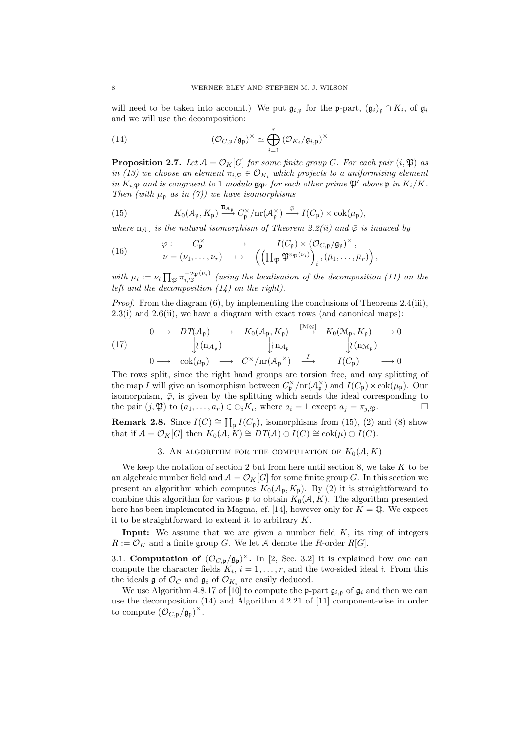will need to be taken into account.) We put $\mathfrak{g}_{i,\mathfrak{p}}$ for the $\mathfrak{p}$-part, $(\mathfrak{g}_i)_{\mathfrak{p}} \cap K_i$, of $\mathfrak{g}_i$ and we will use the decomposition:

$$(\mathcal{O}_{C,\mathfrak{p}}/\mathfrak{g}_{\mathfrak{p}})^{\times} \simeq \bigoplus_{i=1}^{r} (\mathcal{O}_{K_i}/\mathfrak{g}_{i,\mathfrak{p}})^{\times} \tag{14}$$

**Proposition 2.7.** *Let $\mathcal{A} = \mathcal{O}_K[G]$ for some finite group $G$. For each pair $(i, \mathfrak{P})$ as in (13) we choose an element $\pi_{i,\mathfrak{P}} \in \mathcal{O}_{K_i}$ which projects to a uniformizing element in $K_{i,\mathfrak{P}}$ and is congruent to 1 modulo $\mathfrak{g}_{\mathfrak{P}'}$ for each other prime $\mathfrak{P}'$ above $\mathfrak{p}$ in $K_i/K$. Then (with $\mu_{\mathfrak{p}}$ as in (7)) we have isomorphisms*

$$K_0(\mathcal{A}_{\mathfrak{p}}, K_{\mathfrak{p}}) \xrightarrow{\overline{\mathrm{n}}_{\mathcal{A}_{\mathfrak{p}}}} C_{\mathfrak{p}}^{\times}/\mathrm{nr}(\mathcal{A}_{\mathfrak{p}}^{\times}) \xrightarrow{\bar{\varphi}} I(C_{\mathfrak{p}}) \times \mathrm{cok}(\mu_{\mathfrak{p}}), \tag{15}$$

*where $\overline{\mathrm{n}}_{\mathcal{A}_{\mathfrak{p}}}$ is the natural isomorphism of Theorem 2.2(ii) and $\bar{\varphi}$ is induced by*

$$\begin{array}{llll} \varphi: & C_{\mathfrak{p}}^{\times} & \longrightarrow & I(C_{\mathfrak{p}}) \times (\mathcal{O}_{C,\mathfrak{p}}/\mathfrak{g}_{\mathfrak{p}})^{\times}, \\ & \nu = (\nu_1, \ldots, \nu_r) & \mapsto & \left( \left( \prod_{\mathfrak{P}} \mathfrak{P}^{v_{\mathfrak{P}}(\nu_i)} \right)_i, (\bar{\mu}_1, \ldots, \bar{\mu}_r) \right), \end{array} \tag{16}$$

*with $\mu_i := \nu_i \prod_{\mathfrak{P}} \pi_{i,\mathfrak{P}}^{-v_{\mathfrak{P}}(\nu_i)}$ (using the localisation of the decomposition (11) on the left and the decomposition (14) on the right).*

*Proof.* From the diagram (6), by implementing the conclusions of Theorems 2.4(iii), 2.3(i) and 2.6(ii), we have a diagram with exact rows (and canonical maps):

$$\begin{array}{ccccccccc} 0 \longrightarrow & DT(\mathcal{A}_{\mathfrak{p}}) & \longrightarrow & K_0(\mathcal{A}_{\mathfrak{p}}, K_{\mathfrak{p}}) & \stackrel{[\mathcal{M}\otimes]}{\longrightarrow} & K_0(\mathcal{M}_{\mathfrak{p}}, K_{\mathfrak{p}}) & \longrightarrow 0 \\ & \Big\downarrow \wr\, (\overline{\mathrm{n}}_{\mathcal{A}_{\mathfrak{p}}}) & & \Big\downarrow \wr\, \overline{\mathrm{n}}_{\mathcal{A}_{\mathfrak{p}}} & & \Big\downarrow \wr\, (\overline{\mathrm{n}}_{\mathcal{M}_{\mathfrak{p}}}) & \\ 0 \longrightarrow & \mathrm{cok}(\mu_{\mathfrak{p}}) & \longrightarrow & C^{\times}/\mathrm{nr}(\mathcal{A}_{\mathfrak{p}}{}^{\times}) & \stackrel{I}{\longrightarrow} & I(C_{\mathfrak{p}}) & \longrightarrow 0 \end{array} \tag{17}$$

The rows split, since the right hand groups are torsion free, and any splitting of the map $I$ will give an isomorphism between $C_{\mathfrak{p}}^{\times}/\mathrm{nr}(\mathcal{A}_{\mathfrak{p}}^{\times})$ and $I(C_{\mathfrak{p}}) \times \mathrm{cok}(\mu_{\mathfrak{p}})$. Our isomorphism, $\bar{\varphi}$, is given by the splitting which sends the ideal corresponding to the pair $(j, \mathfrak{P})$ to $(a_1, \ldots, a_r) \in \oplus_i K_i$, where $a_i = 1$ except $a_j = \pi_{j,\mathfrak{P}}$. $\square$

**Remark 2.8.** Since $I(C) \cong \coprod_{\mathfrak{p}} I(C_{\mathfrak{p}})$, isomorphisms from (15), (2) and (8) show that if $\mathcal{A} = \mathcal{O}_K[G]$ then $K_0(\mathcal{A}, K) \cong DT(\mathcal{A}) \oplus I(C) \cong \mathrm{cok}(\mu) \oplus I(C)$.

## 3. An algorithm for the computation of $K_0(\mathcal{A}, K)$

We keep the notation of section 2 but from here until section 8, we take $K$ to be an algebraic number field and $\mathcal{A} = \mathcal{O}_K[G]$ for some finite group $G$. In this section we present an algorithm which computes $K_0(\mathcal{A}_{\mathfrak{p}}, K_{\mathfrak{p}})$. By (2) it is straightforward to combine this algorithm for various $\mathfrak{p}$ to obtain $K_0(\mathcal{A}, K)$. The algorithm presented here has been implemented in Magma, cf. [14], however only for $K = \mathbb{Q}$. We expect it to be straightforward to extend it to arbitrary $K$.

**Input:** We assume that we are given a number field $K$, its ring of integers $R := \mathcal{O}_K$ and a finite group $G$. We let $\mathcal{A}$ denote the $R$-order $R[G]$.

3.1. **Computation of $(\mathcal{O}_{C,\mathfrak{p}}/\mathfrak{g}_{\mathfrak{p}})^{\times}$.** In [2, Sec. 3.2] it is explained how one can compute the character fields $K_i$, $i = 1, \ldots, r$, and the two-sided ideal $\mathfrak{f}$. From this the ideals $\mathfrak{g}$ of $\mathcal{O}_C$ and $\mathfrak{g}_i$ of $\mathcal{O}_{K_i}$ are easily deduced.

We use Algorithm 4.8.17 of [10] to compute the $\mathfrak{p}$-part $\mathfrak{g}_{i,\mathfrak{p}}$ of $\mathfrak{g}_i$ and then we can use the decomposition (14) and Algorithm 4.2.21 of [11] component-wise in order to compute $(\mathcal{O}_{C,\mathfrak{p}}/\mathfrak{g}_{\mathfrak{p}})^{\times}$.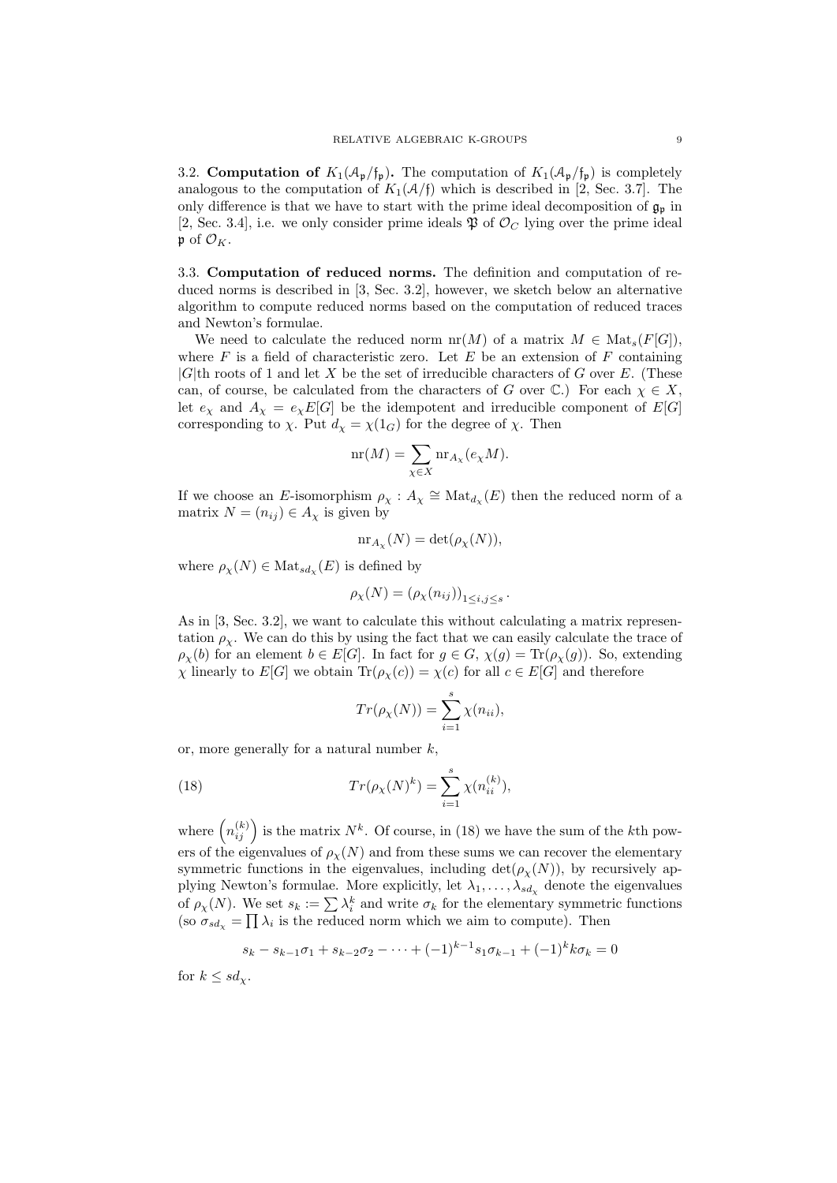3.2. **Computation of $K_1(\mathcal{A}_\mathfrak{p}/\mathfrak{f}_\mathfrak{p})$.** The computation of $K_1(\mathcal{A}_\mathfrak{p}/\mathfrak{f}_\mathfrak{p})$ is completely analogous to the computation of $K_1(\mathcal{A}/\mathfrak{f})$ which is described in [2, Sec. 3.7]. The only difference is that we have to start with the prime ideal decomposition of $\mathfrak{g}_\mathfrak{p}$ in [2, Sec. 3.4], i.e. we only consider prime ideals $\mathfrak{P}$ of $\mathcal{O}_C$ lying over the prime ideal $\mathfrak{p}$ of $\mathcal{O}_K$.

3.3. **Computation of reduced norms.** The definition and computation of reduced norms is described in [3, Sec. 3.2], however, we sketch below an alternative algorithm to compute reduced norms based on the computation of reduced traces and Newton's formulae.

We need to calculate the reduced norm $\mathrm{nr}(M)$ of a matrix $M \in \mathrm{Mat}_s(F[G])$, where $F$ is a field of characteristic zero. Let $E$ be an extension of $F$ containing $|G|$th roots of 1 and let $X$ be the set of irreducible characters of $G$ over $E$. (These can, of course, be calculated from the characters of $G$ over $\mathbb{C}$.) For each $\chi \in X$, let $e_\chi$ and $A_\chi = e_\chi E[G]$ be the idempotent and irreducible component of $E[G]$ corresponding to $\chi$. Put $d_\chi = \chi(1_G)$ for the degree of $\chi$. Then

$$\mathrm{nr}(M) = \sum_{\chi \in X} \mathrm{nr}_{A_\chi}(e_\chi M).$$

If we choose an $E$-isomorphism $\rho_\chi : A_\chi \cong \mathrm{Mat}_{d_\chi}(E)$ then the reduced norm of a matrix $N = (n_{ij}) \in A_\chi$ is given by

$$\mathrm{nr}_{A_\chi}(N) = \det(\rho_\chi(N)),$$

where $\rho_\chi(N) \in \mathrm{Mat}_{sd_\chi}(E)$ is defined by

$$\rho_\chi(N) = (\rho_\chi(n_{ij}))_{1 \le i,j \le s}.$$

As in [3, Sec. 3.2], we want to calculate this without calculating a matrix representation $\rho_\chi$. We can do this by using the fact that we can easily calculate the trace of $\rho_\chi(b)$ for an element $b \in E[G]$. In fact for $g \in G$, $\chi(g) = \mathrm{Tr}(\rho_\chi(g))$. So, extending $\chi$ linearly to $E[G]$ we obtain $\mathrm{Tr}(\rho_\chi(c)) = \chi(c)$ for all $c \in E[G]$ and therefore

$$Tr(\rho_\chi(N)) = \sum_{i=1}^{s} \chi(n_{ii}),$$

or, more generally for a natural number $k$,

$$Tr(\rho_\chi(N)^k) = \sum_{i=1}^{s} \chi(n_{ii}^{(k)}), \tag{18}$$

where $\left(n_{ij}^{(k)}\right)$ is the matrix $N^k$. Of course, in (18) we have the sum of the $k$th powers of the eigenvalues of $\rho_\chi(N)$ and from these sums we can recover the elementary symmetric functions in the eigenvalues, including $\det(\rho_\chi(N))$, by recursively applying Newton's formulae. More explicitly, let $\lambda_1, \dots, \lambda_{sd_\chi}$ denote the eigenvalues of $\rho_\chi(N)$. We set $s_k := \sum \lambda_i^k$ and write $\sigma_k$ for the elementary symmetric functions (so $\sigma_{sd_\chi} = \prod \lambda_i$ is the reduced norm which we aim to compute). Then

$$s_k - s_{k-1}\sigma_1 + s_{k-2}\sigma_2 - \cdots + (-1)^{k-1} s_1 \sigma_{k-1} + (-1)^k k \sigma_k = 0$$

for $k \le sd_\chi$.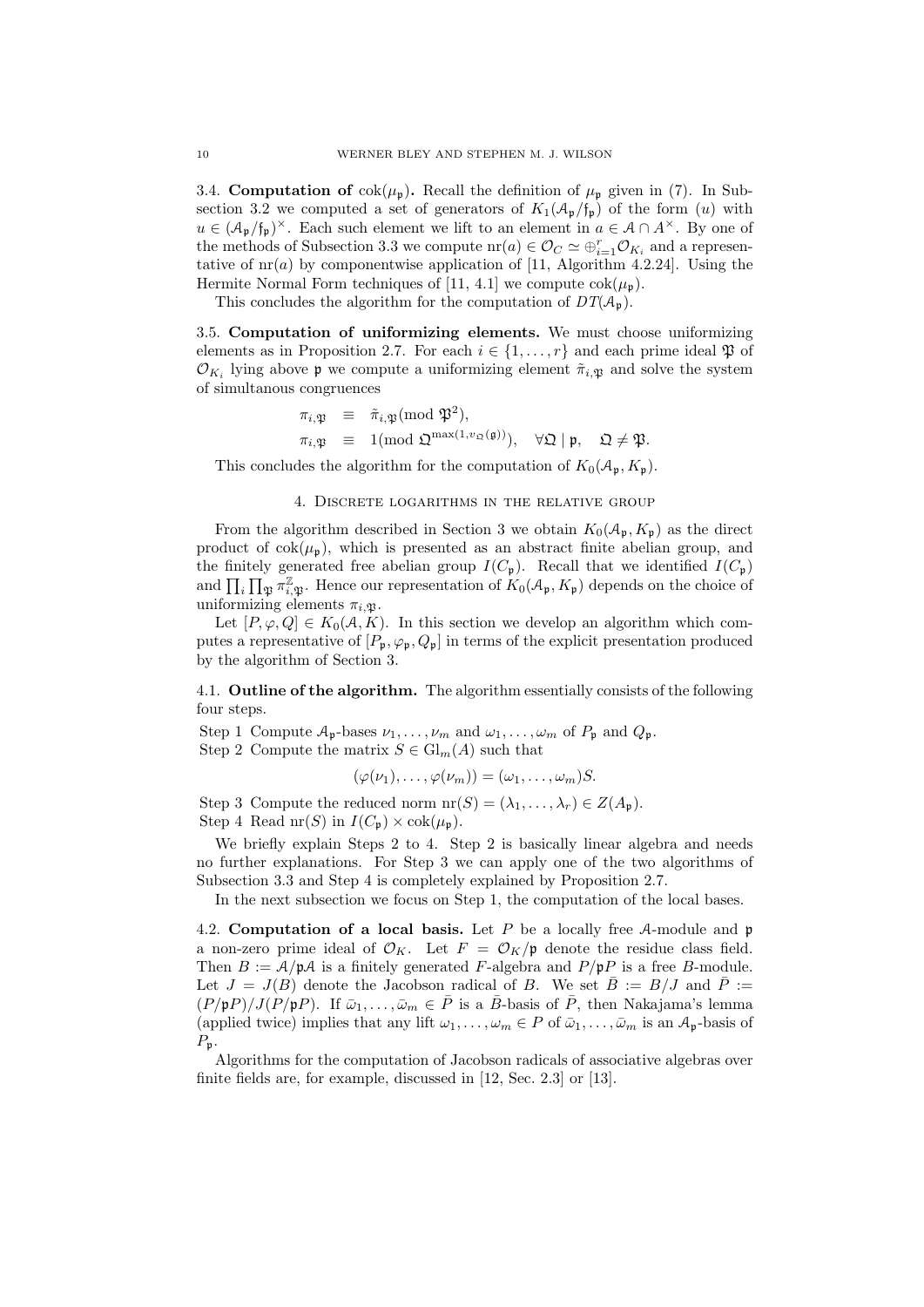3.4. **Computation of** $\operatorname{cok}(\mu_{\mathfrak{p}})$**.** Recall the definition of $\mu_{\mathfrak{p}}$ given in (7). In Subsection 3.2 we computed a set of generators of $K_1(\mathcal{A}_{\mathfrak{p}}/\mathfrak{f}_{\mathfrak{p}})$ of the form $(u)$ with $u \in (\mathcal{A}_{\mathfrak{p}}/\mathfrak{f}_{\mathfrak{p}})^{\times}$. Each such element we lift to an element in $a \in \mathcal{A} \cap A^{\times}$. By one of the methods of Subsection 3.3 we compute $\mathrm{nr}(a) \in \mathcal{O}_C \simeq \oplus_{i=1}^{r} \mathcal{O}_{K_i}$ and a representative of $\mathrm{nr}(a)$ by componentwise application of [11, Algorithm 4.2.24]. Using the Hermite Normal Form techniques of [11, 4.1] we compute $\operatorname{cok}(\mu_{\mathfrak{p}})$.

This concludes the algorithm for the computation of $DT(\mathcal{A}_{\mathfrak{p}})$.

3.5. **Computation of uniformizing elements.** We must choose uniformizing elements as in Proposition 2.7. For each $i \in \{1, \ldots, r\}$ and each prime ideal $\mathfrak{P}$ of $\mathcal{O}_{K_i}$ lying above $\mathfrak{p}$ we compute a uniformizing element $\tilde{\pi}_{i,\mathfrak{P}}$ and solve the system of simultanous congruences

$$\begin{aligned} \pi_{i,\mathfrak{P}} &\equiv \tilde{\pi}_{i,\mathfrak{P}} (\mathrm{mod}\ \mathfrak{P}^2), \\ \pi_{i,\mathfrak{P}} &\equiv 1 (\mathrm{mod}\ \mathfrak{Q}^{\max(1, v_{\mathfrak{Q}}(\mathfrak{g}))}), \quad \forall \mathfrak{Q} \mid \mathfrak{p}, \quad \mathfrak{Q} \neq \mathfrak{P}. \end{aligned}$$

This concludes the algorithm for the computation of $K_0(\mathcal{A}_{\mathfrak{p}}, K_{\mathfrak{p}})$.

## 4. Discrete logarithms in the relative group

From the algorithm described in Section 3 we obtain $K_0(\mathcal{A}_{\mathfrak{p}}, K_{\mathfrak{p}})$ as the direct product of $\operatorname{cok}(\mu_{\mathfrak{p}})$, which is presented as an abstract finite abelian group, and the finitely generated free abelian group $I(C_{\mathfrak{p}})$. Recall that we identified $I(C_{\mathfrak{p}})$ and $\prod_i \prod_{\mathfrak{P}} \pi_{i,\mathfrak{P}}^{\mathbb{Z}}$. Hence our representation of $K_0(\mathcal{A}_{\mathfrak{p}}, K_{\mathfrak{p}})$ depends on the choice of uniformizing elements $\pi_{i,\mathfrak{P}}$.

Let $[P, \varphi, Q] \in K_0(\mathcal{A}, K)$. In this section we develop an algorithm which computes a representative of $[P_{\mathfrak{p}}, \varphi_{\mathfrak{p}}, Q_{\mathfrak{p}}]$ in terms of the explicit presentation produced by the algorithm of Section 3.

4.1. **Outline of the algorithm.** The algorithm essentially consists of the following four steps.

Step 1 Compute $\mathcal{A}_{\mathfrak{p}}$-bases $\nu_1, \ldots, \nu_m$ and $\omega_1, \ldots, \omega_m$ of $P_{\mathfrak{p}}$ and $Q_{\mathfrak{p}}$.
Step 2 Compute the matrix $S \in \mathrm{Gl}_m(A)$ such that

$$(\varphi(\nu_1), \ldots, \varphi(\nu_m)) = (\omega_1, \ldots, \omega_m)S.$$

Step 3 Compute the reduced norm $\mathrm{nr}(S) = (\lambda_1, \ldots, \lambda_r) \in Z(A_{\mathfrak{p}})$.
Step 4 Read $\mathrm{nr}(S)$ in $I(C_{\mathfrak{p}}) \times \operatorname{cok}(\mu_{\mathfrak{p}})$.

We briefly explain Steps 2 to 4. Step 2 is basically linear algebra and needs no further explanations. For Step 3 we can apply one of the two algorithms of Subsection 3.3 and Step 4 is completely explained by Proposition 2.7.

In the next subsection we focus on Step 1, the computation of the local bases.

4.2. **Computation of a local basis.** Let $P$ be a locally free $\mathcal{A}$-module and $\mathfrak{p}$ a non-zero prime ideal of $\mathcal{O}_K$. Let $F = \mathcal{O}_K/\mathfrak{p}$ denote the residue class field. Then $B := \mathcal{A}/\mathfrak{p}\mathcal{A}$ is a finitely generated $F$-algebra and $P/\mathfrak{p}P$ is a free $B$-module. Let $J = J(B)$ denote the Jacobson radical of $B$. We set $\bar{B} := B/J$ and $\bar{P} := (P/\mathfrak{p}P)/J(P/\mathfrak{p}P)$. If $\bar{\omega}_1, \ldots, \bar{\omega}_m \in \bar{P}$ is a $\bar{B}$-basis of $\bar{P}$, then Nakajama's lemma (applied twice) implies that any lift $\omega_1, \ldots, \omega_m \in P$ of $\bar{\omega}_1, \ldots, \bar{\omega}_m$ is an $\mathcal{A}_{\mathfrak{p}}$-basis of $P_{\mathfrak{p}}$.

Algorithms for the computation of Jacobson radicals of associative algebras over finite fields are, for example, discussed in [12, Sec. 2.3] or [13].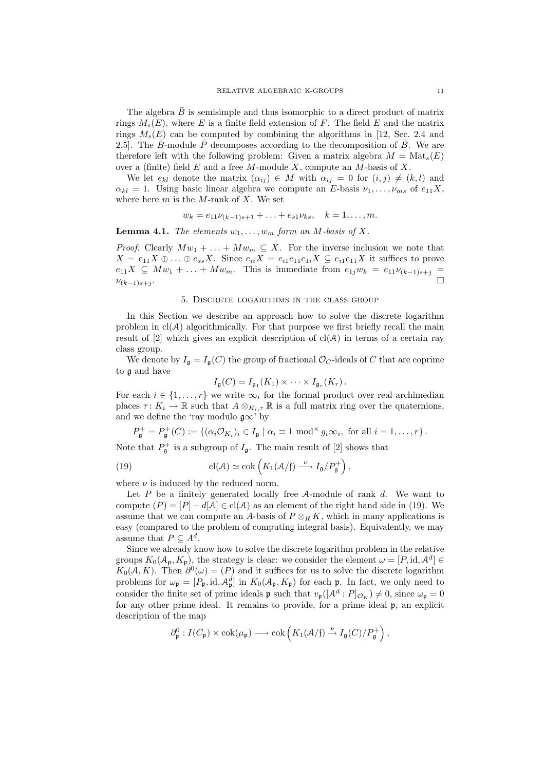The algebra $\bar{B}$ is semisimple and thus isomorphic to a direct product of matrix rings $M_s(E)$, where $E$ is a finite field extension of $F$. The field $E$ and the matrix rings $M_s(E)$ can be computed by combining the algorithms in [12, Sec. 2.4 and 2.5]. The $\bar{B}$-module $\bar{P}$ decomposes according to the decomposition of $\bar{B}$. We are therefore left with the following problem: Given a matrix algebra $M = \mathrm{Mat}_s(E)$ over a (finite) field $E$ and a free $M$-module $X$, compute an $M$-basis of $X$.

We let $e_{kl}$ denote the matrix $(\alpha_{ij}) \in M$ with $\alpha_{ij} = 0$ for $(i,j) \neq (k,l)$ and $\alpha_{kl} = 1$. Using basic linear algebra we compute an $E$-basis $\nu_1, \ldots, \nu_{ms}$ of $e_{11}X$, where here $m$ is the $M$-rank of $X$. We set

$$w_k = e_{11}\nu_{(k-1)s+1} + \ldots + e_{s1}\nu_{ks}, \quad k = 1, \ldots, m.$$

**Lemma 4.1.** *The elements $w_1, \ldots, w_m$ form an $M$-basis of $X$.*

*Proof.* Clearly $Mw_1 + \ldots + Mw_m \subseteq X$. For the inverse inclusion we note that $X = e_{11}X \oplus \ldots \oplus e_{ss}X$. Since $e_{ii}X = e_{i1}e_{11}e_{1i}X \subseteq e_{i1}e_{11}X$ it suffices to prove $e_{11}X \subseteq Mw_1 + \ldots + Mw_m$. This is immediate from $e_{1j}w_k = e_{11}\nu_{(k-1)s+j} = \nu_{(k-1)s+j}$. $\square$

## 5. Discrete logarithms in the class group

In this Section we describe an approach how to solve the discrete logarithm problem in $\mathrm{cl}(\mathcal{A})$ algorithmically. For that purpose we first briefly recall the main result of [2] which gives an explicit description of $\mathrm{cl}(\mathcal{A})$ in terms of a certain ray class group.

We denote by $I_{\mathfrak{g}} = I_{\mathfrak{g}}(C)$ the group of fractional $\mathcal{O}_C$-ideals of $C$ that are coprime to $\mathfrak{g}$ and have

$$I_{\mathfrak{g}}(C) = I_{\mathfrak{g}_1}(K_1) \times \cdots \times I_{\mathfrak{g}_r}(K_r)\,.$$

For each $i \in \{1, \ldots, r\}$ we write $\infty_i$ for the formal product over real archimedian places $\tau \colon K_i \to \mathbb{R}$ such that $A \otimes_{K_i,\tau} \mathbb{R}$ is a full matrix ring over the quaternions, and we define the 'ray modulo $\mathfrak{g}\infty$' by

$$P_{\mathfrak{g}}^+ = P_{\mathfrak{g}}^+(C) := \{(\alpha_i \mathcal{O}_{K_i})_i \in I_{\mathfrak{g}} \mid \alpha_i \equiv 1 \bmod^{\times} g_i\infty_i, \text{ for all } i = 1, \ldots, r\}\,.$$

Note that $P_{\mathfrak{g}}^+$ is a subgroup of $I_{\mathfrak{g}}$. The main result of [2] shows that

$$\mathrm{cl}(\mathcal{A}) \simeq \mathrm{cok}\left(K_1(\mathcal{A}/\mathfrak{f}) \xrightarrow{\ \nu\ } I_{\mathfrak{g}}/P_{\mathfrak{g}}^+\right), \tag{19}$$

where $\nu$ is induced by the reduced norm.

Let $P$ be a finitely generated locally free $\mathcal{A}$-module of rank $d$. We want to compute $(P) = [P] - d[\mathcal{A}] \in \mathrm{cl}(\mathcal{A})$ as an element of the right hand side in (19). We assume that we can compute an $A$-basis of $P \otimes_R K$, which in many applications is easy (compared to the problem of computing integral basis). Equivalently, we may assume that $P \subseteq A^d$.

Since we already know how to solve the discrete logarithm problem in the relative groups $K_0(\mathcal{A}_{\mathfrak{p}}, K_{\mathfrak{p}})$, the strategy is clear: we consider the element $\omega = [P, \mathrm{id}, \mathcal{A}^d] \in K_0(\mathcal{A}, K)$. Then $\partial^0(\omega) = (P)$ and it suffices for us to solve the discrete logarithm problems for $\omega_{\mathfrak{p}} = [P_{\mathfrak{p}}, \mathrm{id}, \mathcal{A}_{\mathfrak{p}}^d]$ in $K_0(\mathcal{A}_{\mathfrak{p}}, K_{\mathfrak{p}})$ for each $\mathfrak{p}$. In fact, we only need to consider the finite set of prime ideals $\mathfrak{p}$ such that $v_{\mathfrak{p}}([\mathcal{A}^d : P]_{\mathcal{O}_K}) \neq 0$, since $\omega_{\mathfrak{p}} = 0$ for any other prime ideal. It remains to provide, for a prime ideal $\mathfrak{p}$, an explicit description of the map

$$\partial_{\mathfrak{p}}^0 : I(C_{\mathfrak{p}}) \times \mathrm{cok}(\mu_{\mathfrak{p}}) \longrightarrow \mathrm{cok}\left(K_1(\mathcal{A}/\mathfrak{f}) \xrightarrow{\nu} I_{\mathfrak{g}}(C)/P_{\mathfrak{g}}^+\right),$$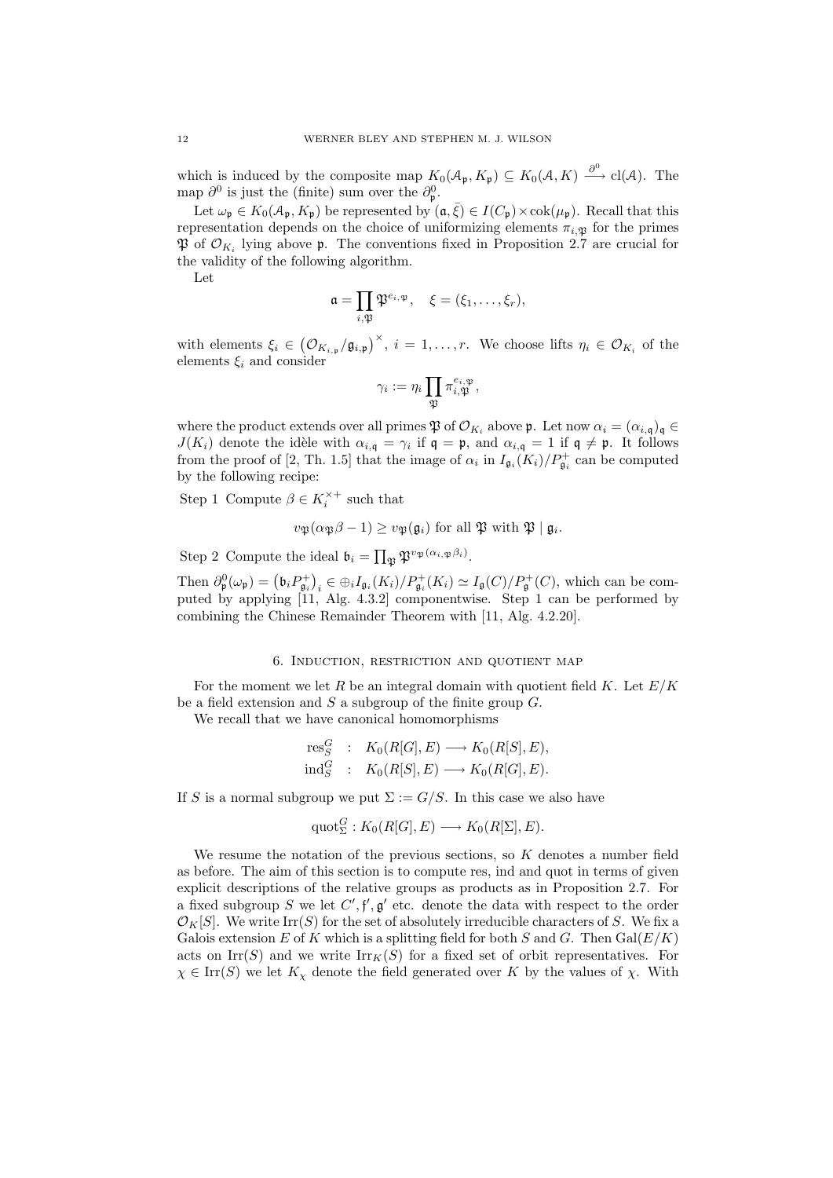which is induced by the composite map $K_0(\mathcal{A}_\mathfrak{p}, K_\mathfrak{p}) \subseteq K_0(\mathcal{A}, K) \xrightarrow{\partial^0} \mathrm{cl}(\mathcal{A})$. The map $\partial^0$ is just the (finite) sum over the $\partial^0_\mathfrak{p}$.

Let $\omega_\mathfrak{p} \in K_0(\mathcal{A}_\mathfrak{p}, K_\mathfrak{p})$ be represented by $(\mathfrak{a}, \bar{\xi}) \in I(C_\mathfrak{p}) \times \mathrm{cok}(\mu_\mathfrak{p})$. Recall that this representation depends on the choice of uniformizing elements $\pi_{i,\mathfrak{P}}$ for the primes $\mathfrak{P}$ of $\mathcal{O}_{K_i}$ lying above $\mathfrak{p}$. The conventions fixed in Proposition 2.7 are crucial for the validity of the following algorithm.

Let

$$\mathfrak{a} = \prod_{i,\mathfrak{P}} \mathfrak{P}^{e_{i,\mathfrak{P}}}, \quad \xi = (\xi_1, \ldots, \xi_r),$$

with elements $\xi_i \in \left(\mathcal{O}_{K_{i,\mathfrak{p}}}/\mathfrak{g}_{i,\mathfrak{p}}\right)^\times$, $i = 1, \ldots, r$. We choose lifts $\eta_i \in \mathcal{O}_{K_i}$ of the elements $\xi_i$ and consider

$$\gamma_i := \eta_i \prod_{\mathfrak{P}} \pi_{i,\mathfrak{P}}^{e_{i,\mathfrak{P}}},$$

where the product extends over all primes $\mathfrak{P}$ of $\mathcal{O}_{K_i}$ above $\mathfrak{p}$. Let now $\alpha_i = (\alpha_{i,\mathfrak{q}})_\mathfrak{q} \in J(K_i)$ denote the idèle with $\alpha_{i,\mathfrak{q}} = \gamma_i$ if $\mathfrak{q} = \mathfrak{p}$, and $\alpha_{i,\mathfrak{q}} = 1$ if $\mathfrak{q} \neq \mathfrak{p}$. It follows from the proof of [2, Th. 1.5] that the image of $\alpha_i$ in $I_{\mathfrak{g}_i}(K_i)/P^+_{\mathfrak{g}_i}$ can be computed by the following recipe:

Step 1 Compute $\beta \in K_i^{\times +}$ such that

$$v_\mathfrak{P}(\alpha_\mathfrak{P}\beta - 1) \geq v_\mathfrak{P}(\mathfrak{g}_i) \text{ for all } \mathfrak{P} \text{ with } \mathfrak{P} \mid \mathfrak{g}_i.$$

Step 2 Compute the ideal $\mathfrak{b}_i = \prod_\mathfrak{P} \mathfrak{P}^{v_\mathfrak{P}(\alpha_{i,\mathfrak{P}}\beta_i)}$.

Then $\partial^0_\mathfrak{p}(\omega_\mathfrak{p}) = \left(\mathfrak{b}_i P^+_{\mathfrak{g}_i}\right)_i \in \oplus_i I_{\mathfrak{g}_i}(K_i)/P^+_{\mathfrak{g}_i}(K_i) \simeq I_\mathfrak{g}(C)/P^+_\mathfrak{g}(C)$, which can be computed by applying [11, Alg. 4.3.2] componentwise. Step 1 can be performed by combining the Chinese Remainder Theorem with [11, Alg. 4.2.20].

## 6. Induction, restriction and quotient map

For the moment we let $R$ be an integral domain with quotient field $K$. Let $E/K$ be a field extension and $S$ a subgroup of the finite group $G$.

We recall that we have canonical homomorphisms

$$\begin{aligned} \mathrm{res}^G_S &: K_0(R[G], E) \longrightarrow K_0(R[S], E), \\ \mathrm{ind}^G_S &: K_0(R[S], E) \longrightarrow K_0(R[G], E). \end{aligned}$$

If $S$ is a normal subgroup we put $\Sigma := G/S$. In this case we also have

$$\mathrm{quot}^G_\Sigma : K_0(R[G], E) \longrightarrow K_0(R[\Sigma], E).$$

We resume the notation of the previous sections, so $K$ denotes a number field as before. The aim of this section is to compute res, ind and quot in terms of given explicit descriptions of the relative groups as products as in Proposition 2.7. For a fixed subgroup $S$ we let $C', \mathfrak{f}', \mathfrak{g}'$ etc. denote the data with respect to the order $\mathcal{O}_K[S]$. We write $\mathrm{Irr}(S)$ for the set of absolutely irreducible characters of $S$. We fix a Galois extension $E$ of $K$ which is a splitting field for both $S$ and $G$. Then $\mathrm{Gal}(E/K)$ acts on $\mathrm{Irr}(S)$ and we write $\mathrm{Irr}_K(S)$ for a fixed set of orbit representatives. For $\chi \in \mathrm{Irr}(S)$ we let $K_\chi$ denote the field generated over $K$ by the values of $\chi$. With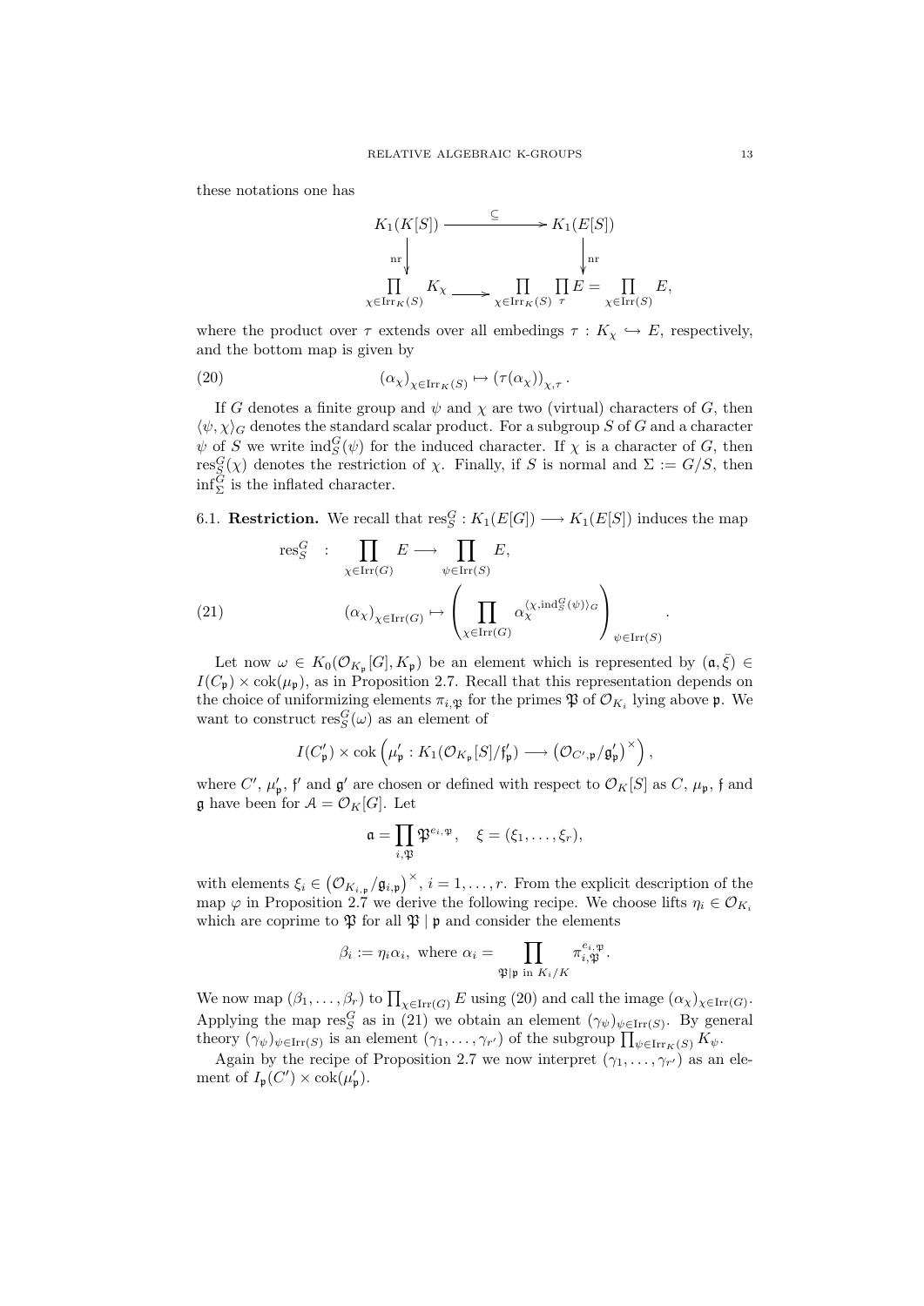these notations one has

$$\begin{array}{ccc} K_1(K[S]) & \xrightarrow{\subseteq} & K_1(E[S]) \\ \downarrow{\scriptstyle \mathrm{nr}} & & \downarrow{\scriptstyle \mathrm{nr}} \\ \prod_{\chi \in \mathrm{Irr}_K(S)} K_\chi & \longrightarrow & \prod_{\chi \in \mathrm{Irr}_K(S)} \prod_\tau E = \prod_{\chi \in \mathrm{Irr}(S)} E, \end{array}$$

where the product over $\tau$ extends over all embedings $\tau : K_\chi \hookrightarrow E$, respectively, and the bottom map is given by

$$(\alpha_\chi)_{\chi \in \mathrm{Irr}_K(S)} \mapsto (\tau(\alpha_\chi))_{\chi,\tau}. \tag{20}$$

If $G$ denotes a finite group and $\psi$ and $\chi$ are two (virtual) characters of $G$, then $\langle \psi, \chi \rangle_G$ denotes the standard scalar product. For a subgroup $S$ of $G$ and a character $\psi$ of $S$ we write $\mathrm{ind}_S^G(\psi)$ for the induced character. If $\chi$ is a character of $G$, then $\mathrm{res}_S^G(\chi)$ denotes the restriction of $\chi$. Finally, if $S$ is normal and $\Sigma := G/S$, then $\inf_\Sigma^G$ is the inflated character.

6.1. **Restriction.** We recall that $\mathrm{res}_S^G : K_1(E[G]) \longrightarrow K_1(E[S])$ induces the map

$$\begin{aligned} \mathrm{res}_S^G \quad : \quad & \prod_{\chi \in \mathrm{Irr}(G)} E \longrightarrow \prod_{\psi \in \mathrm{Irr}(S)} E, \\ & (\alpha_\chi)_{\chi \in \mathrm{Irr}(G)} \mapsto \left( \prod_{\chi \in \mathrm{Irr}(G)} \alpha_\chi^{\langle \chi, \mathrm{ind}_S^G(\psi) \rangle_G} \right)_{\psi \in \mathrm{Irr}(S)}. \end{aligned} \tag{21}$$

Let now $\omega \in K_0(\mathcal{O}_{K_\mathfrak{p}}[G], K_\mathfrak{p})$ be an element which is represented by $(\mathfrak{a}, \bar{\xi}) \in I(C_\mathfrak{p}) \times \mathrm{cok}(\mu_\mathfrak{p})$, as in Proposition 2.7. Recall that this representation depends on the choice of uniformizing elements $\pi_{i,\mathfrak{P}}$ for the primes $\mathfrak{P}$ of $\mathcal{O}_{K_i}$ lying above $\mathfrak{p}$. We want to construct $\mathrm{res}_S^G(\omega)$ as an element of

$$I(C'_\mathfrak{p}) \times \mathrm{cok}\left( \mu'_\mathfrak{p} : K_1(\mathcal{O}_{K_\mathfrak{p}}[S]/\mathfrak{f}'_\mathfrak{p}) \longrightarrow \left(\mathcal{O}_{C',\mathfrak{p}}/\mathfrak{g}'_\mathfrak{p}\right)^\times \right),$$

where $C'$, $\mu'_\mathfrak{p}$, $\mathfrak{f}'$ and $\mathfrak{g}'$ are chosen or defined with respect to $\mathcal{O}_K[S]$ as $C$, $\mu_\mathfrak{p}$, $\mathfrak{f}$ and $\mathfrak{g}$ have been for $\mathcal{A} = \mathcal{O}_K[G]$. Let

$$\mathfrak{a} = \prod_{i,\mathfrak{P}} \mathfrak{P}^{e_{i,\mathfrak{P}}}, \quad \xi = (\xi_1, \ldots, \xi_r),$$

with elements $\xi_i \in \left(\mathcal{O}_{K_{i,\mathfrak{p}}}/\mathfrak{g}_{i,\mathfrak{p}}\right)^\times$, $i = 1, \ldots, r$. From the explicit description of the map $\varphi$ in Proposition 2.7 we derive the following recipe. We choose lifts $\eta_i \in \mathcal{O}_{K_i}$ which are coprime to $\mathfrak{P}$ for all $\mathfrak{P} \mid \mathfrak{p}$ and consider the elements

$$\beta_i := \eta_i \alpha_i, \text{ where } \alpha_i = \prod_{\mathfrak{P} \mid \mathfrak{p} \text{ in } K_i/K} \pi_{i,\mathfrak{P}}^{e_{i,\mathfrak{P}}}.$$

We now map $(\beta_1, \ldots, \beta_r)$ to $\prod_{\chi \in \mathrm{Irr}(G)} E$ using (20) and call the image $(\alpha_\chi)_{\chi \in \mathrm{Irr}(G)}$. Applying the map $\mathrm{res}_S^G$ as in (21) we obtain an element $(\gamma_\psi)_{\psi \in \mathrm{Irr}(S)}$. By general theory $(\gamma_\psi)_{\psi \in \mathrm{Irr}(S)}$ is an element $(\gamma_1, \ldots, \gamma_{r'})$ of the subgroup $\prod_{\psi \in \mathrm{Irr}_K(S)} K_\psi$.

Again by the recipe of Proposition 2.7 we now interpret $(\gamma_1, \ldots, \gamma_{r'})$ as an element of $I_\mathfrak{p}(C') \times \mathrm{cok}(\mu'_\mathfrak{p})$.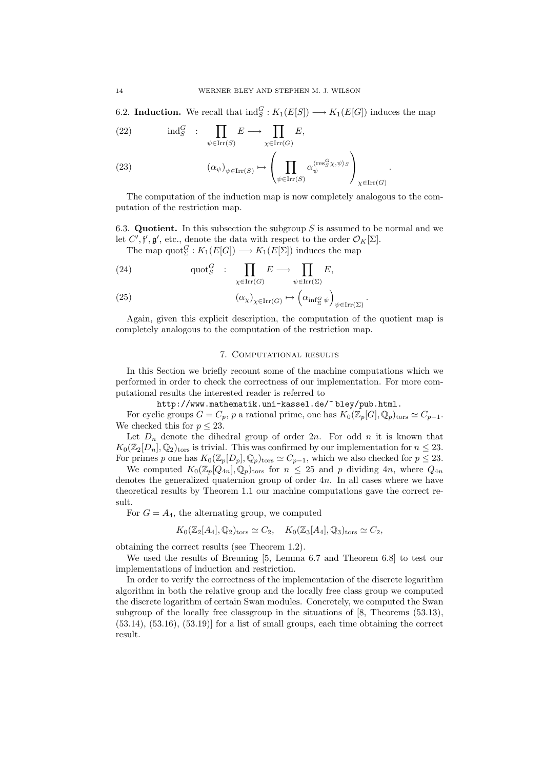6.2. **Induction.** We recall that $\operatorname{ind}_S^G : K_1(E[S]) \longrightarrow K_1(E[G])$ induces the map

$$\operatorname{ind}_S^G \quad : \quad \prod_{\psi \in \operatorname{Irr}(S)} E \longrightarrow \prod_{\chi \in \operatorname{Irr}(G)} E, \tag{22}$$

$$(\alpha_\psi)_{\psi \in \operatorname{Irr}(S)} \mapsto \left( \prod_{\psi \in \operatorname{Irr}(S)} \alpha_\psi^{\langle \operatorname{res}_S^G \chi, \psi \rangle_S} \right)_{\chi \in \operatorname{Irr}(G)}. \tag{23}$$

The computation of the induction map is now completely analogous to the computation of the restriction map.

6.3. **Quotient.** In this subsection the subgroup $S$ is assumed to be normal and we let $C', \mathfrak{f}', \mathfrak{g}'$, etc., denote the data with respect to the order $\mathcal{O}_K[\Sigma]$.

The map $\operatorname{quot}_\Sigma^G : K_1(E[G]) \longrightarrow K_1(E[\Sigma])$ induces the map

$$\operatorname{quot}_S^G \quad : \quad \prod_{\chi \in \operatorname{Irr}(G)} E \longrightarrow \prod_{\psi \in \operatorname{Irr}(\Sigma)} E, \tag{24}$$

$$(\alpha_\chi)_{\chi \in \operatorname{Irr}(G)} \mapsto \left( \alpha_{\operatorname{inf}_\Sigma^G \psi} \right)_{\psi \in \operatorname{Irr}(\Sigma)}. \tag{25}$$

Again, given this explicit description, the computation of the quotient map is completely analogous to the computation of the restriction map.

## 7. Computational results

In this Section we briefly recount some of the machine computations which we performed in order to check the correctness of our implementation. For more computational results the interested reader is referred to

http://www.mathematik.uni-kassel.de/~bley/pub.html.

For cyclic groups $G = C_p$, $p$ a rational prime, one has $K_0(\mathbb{Z}_p[G], \mathbb{Q}_p)_{\mathrm{tors}} \simeq C_{p-1}$. We checked this for $p \leq 23$.

Let $D_n$ denote the dihedral group of order $2n$. For odd $n$ it is known that $K_0(\mathbb{Z}_2[D_n], \mathbb{Q}_2)_{\mathrm{tors}}$ is trivial. This was confirmed by our implementation for $n \leq 23$. For primes $p$ one has $K_0(\mathbb{Z}_p[D_p], \mathbb{Q}_p)_{\mathrm{tors}} \simeq C_{p-1}$, which we also checked for $p \leq 23$.

We computed $K_0(\mathbb{Z}_p[Q_{4n}], \mathbb{Q}_p)_{\mathrm{tors}}$ for $n \leq 25$ and $p$ dividing $4n$, where $Q_{4n}$ denotes the generalized quaternion group of order $4n$. In all cases where we have theoretical results by Theorem 1.1 our machine computations gave the correct result.

For $G = A_4$, the alternating group, we computed

$$K_0(\mathbb{Z}_2[A_4], \mathbb{Q}_2)_{\mathrm{tors}} \simeq C_2, \quad K_0(\mathbb{Z}_3[A_4], \mathbb{Q}_3)_{\mathrm{tors}} \simeq C_2,$$

obtaining the correct results (see Theorem 1.2).

We used the results of Breuning [5, Lemma 6.7 and Theorem 6.8] to test our implementations of induction and restriction.

In order to verify the correctness of the implementation of the discrete logarithm algorithm in both the relative group and the locally free class group we computed the discrete logarithm of certain Swan modules. Concretely, we computed the Swan subgroup of the locally free classgroup in the situations of [8, Theorems (53.13), (53.14), (53.16), (53.19)] for a list of small groups, each time obtaining the correct result.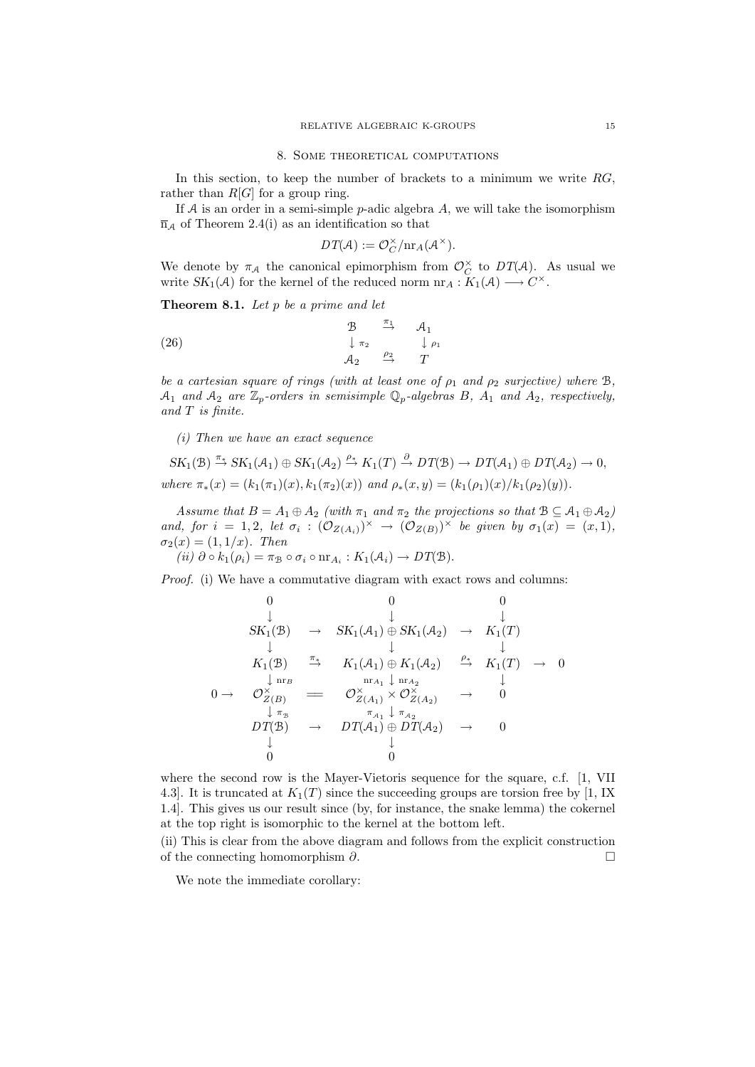## 8. Some theoretical computations

In this section, to keep the number of brackets to a minimum we write $RG$, rather than $R[G]$ for a group ring.

If $\mathcal{A}$ is an order in a semi-simple $p$-adic algebra $A$, we will take the isomorphism $\overline{\mathrm{n}}_{\mathcal{A}}$ of Theorem 2.4(i) as an identification so that

$$DT(\mathcal{A}) := \mathcal{O}_C^\times / \mathrm{nr}_A(\mathcal{A}^\times).$$

We denote by $\pi_{\mathcal{A}}$ the canonical epimorphism from $\mathcal{O}_C^\times$ to $DT(\mathcal{A})$. As usual we write $SK_1(\mathcal{A})$ for the kernel of the reduced norm $\mathrm{nr}_A : K_1(\mathcal{A}) \longrightarrow C^\times$.

**Theorem 8.1.** *Let $p$ be a prime and let*

$$\begin{array}{ccc} \mathcal{B} & \stackrel{\pi_1}{\to} & \mathcal{A}_1 \\ \downarrow \pi_2 & & \downarrow \rho_1 \\ \mathcal{A}_2 & \stackrel{\rho_2}{\to} & T \end{array} \tag{26}$$

*be a cartesian square of rings (with at least one of $\rho_1$ and $\rho_2$ surjective) where $\mathcal{B}$, $\mathcal{A}_1$ and $\mathcal{A}_2$ are $\mathbb{Z}_p$-orders in semisimple $\mathbb{Q}_p$-algebras $B$, $A_1$ and $A_2$, respectively, and $T$ is finite.*

*(i) Then we have an exact sequence*

$$SK_1(\mathcal{B}) \stackrel{\pi_*}{\to} SK_1(\mathcal{A}_1) \oplus SK_1(\mathcal{A}_2) \stackrel{\rho_*}{\to} K_1(T) \stackrel{\partial}{\to} DT(\mathcal{B}) \to DT(\mathcal{A}_1) \oplus DT(\mathcal{A}_2) \to 0,$$

*where $\pi_*(x) = (k_1(\pi_1)(x), k_1(\pi_2)(x))$ and $\rho_*(x, y) = (k_1(\rho_1)(x)/k_1(\rho_2)(y))$.*

*Assume that $B = A_1 \oplus A_2$ (with $\pi_1$ and $\pi_2$ the projections so that $\mathcal{B} \subseteq \mathcal{A}_1 \oplus \mathcal{A}_2$) and, for $i = 1, 2$, let $\sigma_i : (\mathcal{O}_{Z(A_i)})^\times \to (\mathcal{O}_{Z(B)})^\times$ be given by $\sigma_1(x) = (x, 1)$, $\sigma_2(x) = (1, 1/x)$. Then*

*(ii) $\partial \circ k_1(\rho_i) = \pi_{\mathcal{B}} \circ \sigma_i \circ \mathrm{nr}_{A_i} : K_1(\mathcal{A}_i) \to DT(\mathcal{B})$.*

*Proof.* (i) We have a commutative diagram with exact rows and columns:

$$\begin{array}{ccccccc}
 & 0 & & 0 & & 0 & \\
 & \downarrow & & \downarrow & & \downarrow & \\
 & SK_1(\mathcal{B}) & \to & SK_1(\mathcal{A}_1) \oplus SK_1(\mathcal{A}_2) & \to & K_1(T) & \\
 & \downarrow & & \downarrow & & \downarrow & \\
 & K_1(\mathcal{B}) & \stackrel{\pi_*}{\to} & K_1(\mathcal{A}_1) \oplus K_1(\mathcal{A}_2) & \stackrel{\rho_*}{\to} & K_1(T) & \to 0 \\
 & \downarrow \mathrm{nr}_B & & \mathrm{nr}_{A_1} \downarrow \mathrm{nr}_{A_2} & & \downarrow & \\
0 \to & \mathcal{O}_{Z(B)}^\times & = & \mathcal{O}_{Z(A_1)}^\times \times \mathcal{O}_{Z(A_2)}^\times & \to & 0 & \\
 & \downarrow \pi_{\mathcal{B}} & & \pi_{\mathcal{A}_1} \downarrow \pi_{\mathcal{A}_2} & & & \\
 & DT(\mathcal{B}) & \to & DT(\mathcal{A}_1) \oplus DT(\mathcal{A}_2) & \to & 0 & \\
 & \downarrow & & \downarrow & & & \\
 & 0 & & 0 & & &
\end{array}$$

where the second row is the Mayer-Vietoris sequence for the square, c.f. [1, VII 4.3]. It is truncated at $K_1(T)$ since the succeeding groups are torsion free by [1, IX 1.4]. This gives us our result since (by, for instance, the snake lemma) the cokernel at the top right is isomorphic to the kernel at the bottom left.

(ii) This is clear from the above diagram and follows from the explicit construction of the connecting homomorphism $\partial$. $\square$

We note the immediate corollary: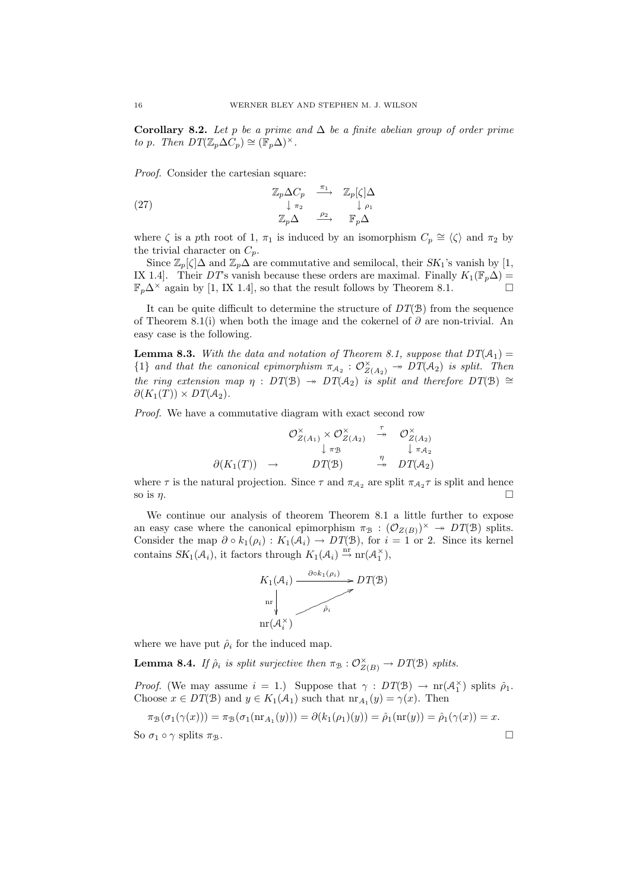**Corollary 8.2.** *Let $p$ be a prime and $\Delta$ be a finite abelian group of order prime to $p$. Then $DT(\mathbb{Z}_p\Delta C_p) \cong (\mathbb{F}_p\Delta)^\times$.*

*Proof.* Consider the cartesian square:

$$\begin{array}{ccc} \mathbb{Z}_p\Delta C_p & \xrightarrow{\pi_1} & \mathbb{Z}_p[\zeta]\Delta \\ \downarrow \pi_2 & & \downarrow \rho_1 \\ \mathbb{Z}_p\Delta & \xrightarrow{\rho_2} & \mathbb{F}_p\Delta \end{array} \tag{27}$$

where $\zeta$ is a $p$th root of 1, $\pi_1$ is induced by an isomorphism $C_p \cong \langle\zeta\rangle$ and $\pi_2$ by the trivial character on $C_p$.

Since $\mathbb{Z}_p[\zeta]\Delta$ and $\mathbb{Z}_p\Delta$ are commutative and semilocal, their $SK_1$'s vanish by [1, IX 1.4]. Their $DT$'s vanish because these orders are maximal. Finally $K_1(\mathbb{F}_p\Delta) = \mathbb{F}_p\Delta^\times$ again by [1, IX 1.4], so that the result follows by Theorem 8.1. $\square$

It can be quite difficult to determine the structure of $DT(\mathcal{B})$ from the sequence of Theorem 8.1(i) when both the image and the cokernel of $\partial$ are non-trivial. An easy case is the following.

**Lemma 8.3.** *With the data and notation of Theorem 8.1, suppose that $DT(\mathcal{A}_1) = \{1\}$ and that the canonical epimorphism $\pi_{\mathcal{A}_2} : \mathcal{O}^\times_{Z(A_2)} \twoheadrightarrow DT(\mathcal{A}_2)$ is split. Then the ring extension map $\eta : DT(\mathcal{B}) \twoheadrightarrow DT(\mathcal{A}_2)$ is split and therefore $DT(\mathcal{B}) \cong \partial(K_1(T)) \times DT(\mathcal{A}_2)$.*

*Proof.* We have a commutative diagram with exact second row

$$\begin{array}{ccccc} & & \mathcal{O}^\times_{Z(A_1)} \times \mathcal{O}^\times_{Z(A_2)} & \overset{\tau}{\twoheadrightarrow} & \mathcal{O}^\times_{Z(A_2)} \\ & & \downarrow \pi_{\mathcal{B}} & & \downarrow \pi_{\mathcal{A}_2} \\ \partial(K_1(T)) & \rightarrow & DT(\mathcal{B}) & \overset{\eta}{\twoheadrightarrow} & DT(\mathcal{A}_2) \end{array}$$

where $\tau$ is the natural projection. Since $\tau$ and $\pi_{\mathcal{A}_2}$ are split $\pi_{\mathcal{A}_2}\tau$ is split and hence so is $\eta$. $\square$

We continue our analysis of theorem Theorem 8.1 a little further to expose an easy case where the canonical epimorphism $\pi_{\mathcal{B}} : (\mathcal{O}_{Z(B)})^\times \twoheadrightarrow DT(\mathcal{B})$ splits. Consider the map $\partial \circ k_1(\rho_i) : K_1(\mathcal{A}_i) \to DT(\mathcal{B})$, for $i = 1$ or 2. Since its kernel contains $SK_1(\mathcal{A}_i)$, it factors through $K_1(\mathcal{A}_i) \xrightarrow{\mathrm{nr}} \mathrm{nr}(\mathcal{A}_1^\times)$,

$$\begin{array}{ccc} K_1(\mathcal{A}_i) & \xrightarrow{\partial\circ k_1(\rho_i)} & DT(\mathcal{B}) \\ \mathrm{nr}\downarrow & \nearrow_{\hat{\rho}_i} & \\ \mathrm{nr}(\mathcal{A}_i^\times) & & \end{array}$$

where we have put $\hat{\rho}_i$ for the induced map.

**Lemma 8.4.** *If $\hat{\rho}_i$ is split surjective then $\pi_{\mathcal{B}} : \mathcal{O}^\times_{Z(B)} \to DT(\mathcal{B})$ splits.*

*Proof.* (We may assume $i = 1$.) Suppose that $\gamma : DT(\mathcal{B}) \to \mathrm{nr}(\mathcal{A}_1^\times)$ splits $\hat{\rho}_1$. Choose $x \in DT(\mathcal{B})$ and $y \in K_1(\mathcal{A}_1)$ such that $\mathrm{nr}_{A_1}(y) = \gamma(x)$. Then

$$\pi_{\mathcal{B}}(\sigma_1(\gamma(x))) = \pi_{\mathcal{B}}(\sigma_1(\mathrm{nr}_{A_1}(y))) = \partial(k_1(\rho_1)(y)) = \hat{\rho}_1(\mathrm{nr}(y)) = \hat{\rho}_1(\gamma(x)) = x.$$

So $\sigma_1 \circ \gamma$ splits $\pi_{\mathcal{B}}$. $\square$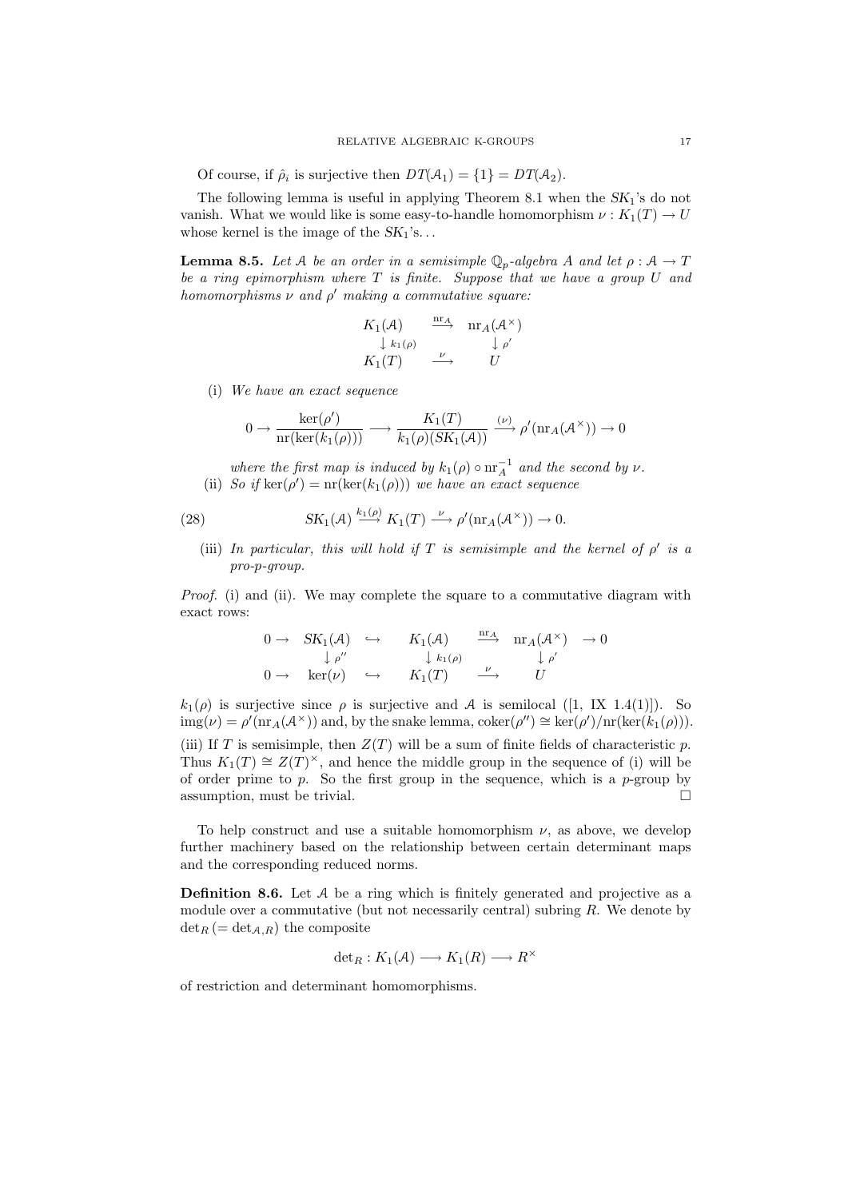Of course, if $\hat{\rho}_i$ is surjective then $DT(\mathcal{A}_1) = \{1\} = DT(\mathcal{A}_2)$.

The following lemma is useful in applying Theorem 8.1 when the $SK_1$'s do not vanish. What we would like is some easy-to-handle homomorphism $\nu : K_1(T) \to U$ whose kernel is the image of the $SK_1$'s...

**Lemma 8.5.** *Let $\mathcal{A}$ be an order in a semisimple $\mathbb{Q}_p$-algebra $A$ and let $\rho : \mathcal{A} \to T$ be a ring epimorphism where $T$ is finite. Suppose that we have a group $U$ and homomorphisms $\nu$ and $\rho'$ making a commutative square:*

$$\begin{array}{ccc} K_1(\mathcal{A}) & \xrightarrow{\mathrm{nr}_A} & \mathrm{nr}_A(\mathcal{A}^\times) \\ \downarrow k_1(\rho) & & \downarrow \rho' \\ K_1(T) & \xrightarrow{\nu} & U \end{array}$$

(i) *We have an exact sequence*

$$0 \to \frac{\ker(\rho')}{\mathrm{nr}(\ker(k_1(\rho)))} \longrightarrow \frac{K_1(T)}{k_1(\rho)(SK_1(\mathcal{A}))} \xrightarrow{(\nu)} \rho'(\mathrm{nr}_A(\mathcal{A}^\times)) \to 0$$

*where the first map is induced by $k_1(\rho) \circ \mathrm{nr}_A^{-1}$ and the second by $\nu$.*

(ii) *So if $\ker(\rho') = \mathrm{nr}(\ker(k_1(\rho)))$ we have an exact sequence*

$$SK_1(\mathcal{A}) \xrightarrow{k_1(\rho)} K_1(T) \xrightarrow{\nu} \rho'(\mathrm{nr}_A(\mathcal{A}^\times)) \to 0. \tag{28}$$

(iii) *In particular, this will hold if $T$ is semisimple and the kernel of $\rho'$ is a pro-$p$-group.*

*Proof.* (i) and (ii). We may complete the square to a commutative diagram with exact rows:

$$\begin{array}{ccccccc} 0 \to & SK_1(\mathcal{A}) & \hookrightarrow & K_1(\mathcal{A}) & \xrightarrow{\mathrm{nr}_A} & \mathrm{nr}_A(\mathcal{A}^\times) & \to 0 \\ & \downarrow \rho'' & & \downarrow k_1(\rho) & & \downarrow \rho' & \\ 0 \to & \ker(\nu) & \hookrightarrow & K_1(T) & \xrightarrow{\nu} & U & \end{array}$$

$k_1(\rho)$ is surjective since $\rho$ is surjective and $\mathcal{A}$ is semilocal ([1, IX 1.4(1)]). So $\mathrm{img}(\nu) = \rho'(\mathrm{nr}_A(\mathcal{A}^\times))$ and, by the snake lemma, $\mathrm{coker}(\rho'') \cong \ker(\rho')/\mathrm{nr}(\ker(k_1(\rho)))$.

(iii) If $T$ is semisimple, then $Z(T)$ will be a sum of finite fields of characteristic $p$. Thus $K_1(T) \cong Z(T)^\times$, and hence the middle group in the sequence of (i) will be of order prime to $p$. So the first group in the sequence, which is a $p$-group by assumption, must be trivial. $\square$

To help construct and use a suitable homomorphism $\nu$, as above, we develop further machinery based on the relationship between certain determinant maps and the corresponding reduced norms.

**Definition 8.6.** Let $\mathcal{A}$ be a ring which is finitely generated and projective as a module over a commutative (but not necessarily central) subring $R$. We denote by $\det_R$ ($= \det_{\mathcal{A},R}$) the composite

$$\det_R : K_1(\mathcal{A}) \longrightarrow K_1(R) \longrightarrow R^\times$$

of restriction and determinant homomorphisms.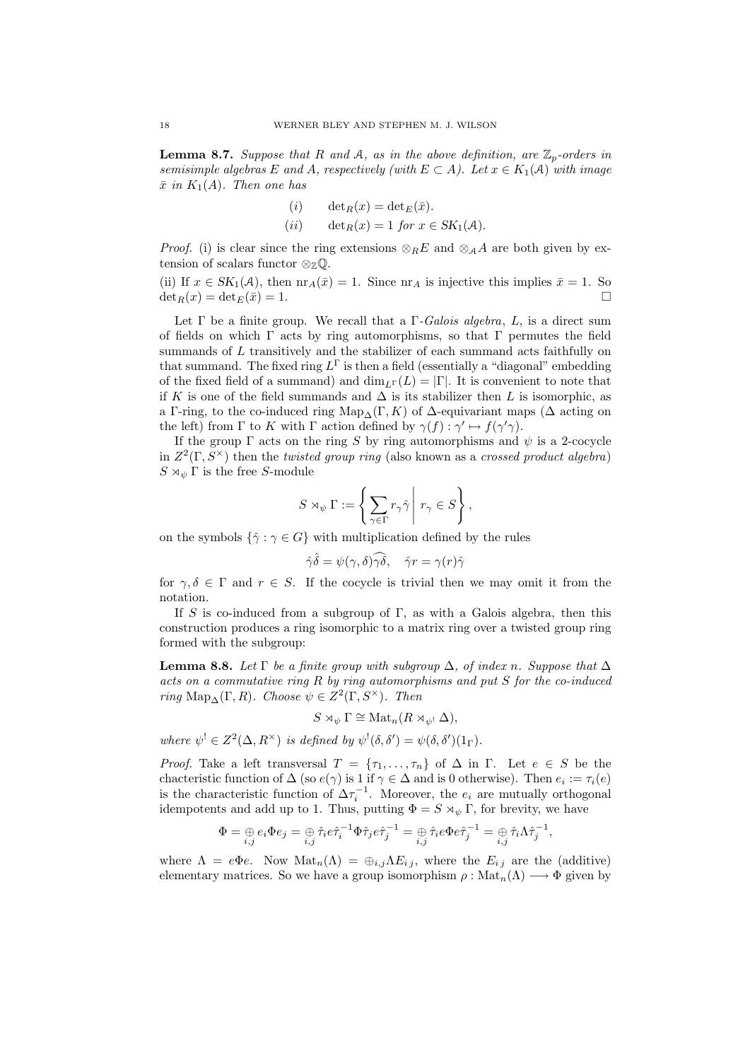**Lemma 8.7.** *Suppose that $R$ and $\mathcal{A}$, as in the above definition, are $\mathbb{Z}_p$-orders in semisimple algebras $E$ and $A$, respectively (with $E \subset A$). Let $x \in K_1(\mathcal{A})$ with image $\bar{x}$ in $K_1(A)$. Then one has*

$$(i) \qquad \det_R(x) = \det_E(\bar{x}).$$

$$(ii) \qquad \det_R(x) = 1 \text{ for } x \in SK_1(\mathcal{A}).$$

*Proof.* (i) is clear since the ring extensions $\otimes_R E$ and $\otimes_{\mathcal{A}} A$ are both given by extension of scalars functor $\otimes_{\mathbb{Z}}\mathbb{Q}$.

(ii) If $x \in SK_1(\mathcal{A})$, then $\mathrm{nr}_A(\bar{x}) = 1$. Since $\mathrm{nr}_A$ is injective this implies $\bar{x} = 1$. So $\det_R(x) = \det_E(\bar{x}) = 1$. □

Let $\Gamma$ be a finite group. We recall that a $\Gamma$-*Galois algebra*, $L$, is a direct sum of fields on which $\Gamma$ acts by ring automorphisms, so that $\Gamma$ permutes the field summands of $L$ transitively and the stabilizer of each summand acts faithfully on that summand. The fixed ring $L^\Gamma$ is then a field (essentially a "diagonal" embedding of the fixed field of a summand) and $\dim_{L^\Gamma}(L) = |\Gamma|$. It is convenient to note that if $K$ is one of the field summands and $\Delta$ is its stabilizer then $L$ is isomorphic, as a $\Gamma$-ring, to the co-induced ring $\mathrm{Map}_\Delta(\Gamma, K)$ of $\Delta$-equivariant maps ($\Delta$ acting on the left) from $\Gamma$ to $K$ with $\Gamma$ action defined by $\gamma(f) : \gamma' \mapsto f(\gamma'\gamma)$.

If the group $\Gamma$ acts on the ring $S$ by ring automorphisms and $\psi$ is a 2-cocycle in $Z^2(\Gamma, S^\times)$ then the *twisted group ring* (also known as a *crossed product algebra*) $S \rtimes_\psi \Gamma$ is the free $S$-module

$$S \rtimes_\psi \Gamma := \left\{ \sum_{\gamma \in \Gamma} r_\gamma \hat{\gamma} \;\middle|\; r_\gamma \in S \right\},$$

on the symbols $\{\hat{\gamma} : \gamma \in G\}$ with multiplication defined by the rules

$$\hat{\gamma}\hat{\delta} = \psi(\gamma, \delta)\widehat{\gamma\delta}, \quad \hat{\gamma} r = \gamma(r)\hat{\gamma}$$

for $\gamma, \delta \in \Gamma$ and $r \in S$. If the cocycle is trivial then we may omit it from the notation.

If $S$ is co-induced from a subgroup of $\Gamma$, as with a Galois algebra, then this construction produces a ring isomorphic to a matrix ring over a twisted group ring formed with the subgroup:

**Lemma 8.8.** *Let $\Gamma$ be a finite group with subgroup $\Delta$, of index $n$. Suppose that $\Delta$ acts on a commutative ring $R$ by ring automorphisms and put $S$ for the co-induced ring $\mathrm{Map}_\Delta(\Gamma, R)$. Choose $\psi \in Z^2(\Gamma, S^\times)$. Then*

$$S \rtimes_\psi \Gamma \cong \mathrm{Mat}_n(R \rtimes_{\psi^!} \Delta),$$

*where $\psi^! \in Z^2(\Delta, R^\times)$ is defined by $\psi^!(\delta, \delta') = \psi(\delta, \delta')(1_\Gamma)$.*

*Proof.* Take a left transversal $T = \{\tau_1, \dots, \tau_n\}$ of $\Delta$ in $\Gamma$. Let $e \in S$ be the chacteristic function of $\Delta$ (so $e(\gamma)$ is 1 if $\gamma \in \Delta$ and is 0 otherwise). Then $e_i := \tau_i(e)$ is the characteristic function of $\Delta\tau_i^{-1}$. Moreover, the $e_i$ are mutually orthogonal idempotents and add up to 1. Thus, putting $\Phi = S \rtimes_\psi \Gamma$, for brevity, we have

$$\Phi = \underset{i,j}{\oplus}\, e_i \Phi e_j = \underset{i,j}{\oplus}\, \hat{\tau}_i e \hat{\tau}_i^{-1} \Phi \hat{\tau}_j e \hat{\tau}_j^{-1} = \underset{i,j}{\oplus}\, \hat{\tau}_i e \Phi e \hat{\tau}_j^{-1} = \underset{i,j}{\oplus}\, \hat{\tau}_i \Lambda \hat{\tau}_j^{-1},$$

where $\Lambda = e\Phi e$. Now $\mathrm{Mat}_n(\Lambda) = \oplus_{i,j} \Lambda E_{i\,j}$, where the $E_{i\,j}$ are the (additive) elementary matrices. So we have a group isomorphism $\rho : \mathrm{Mat}_n(\Lambda) \longrightarrow \Phi$ given by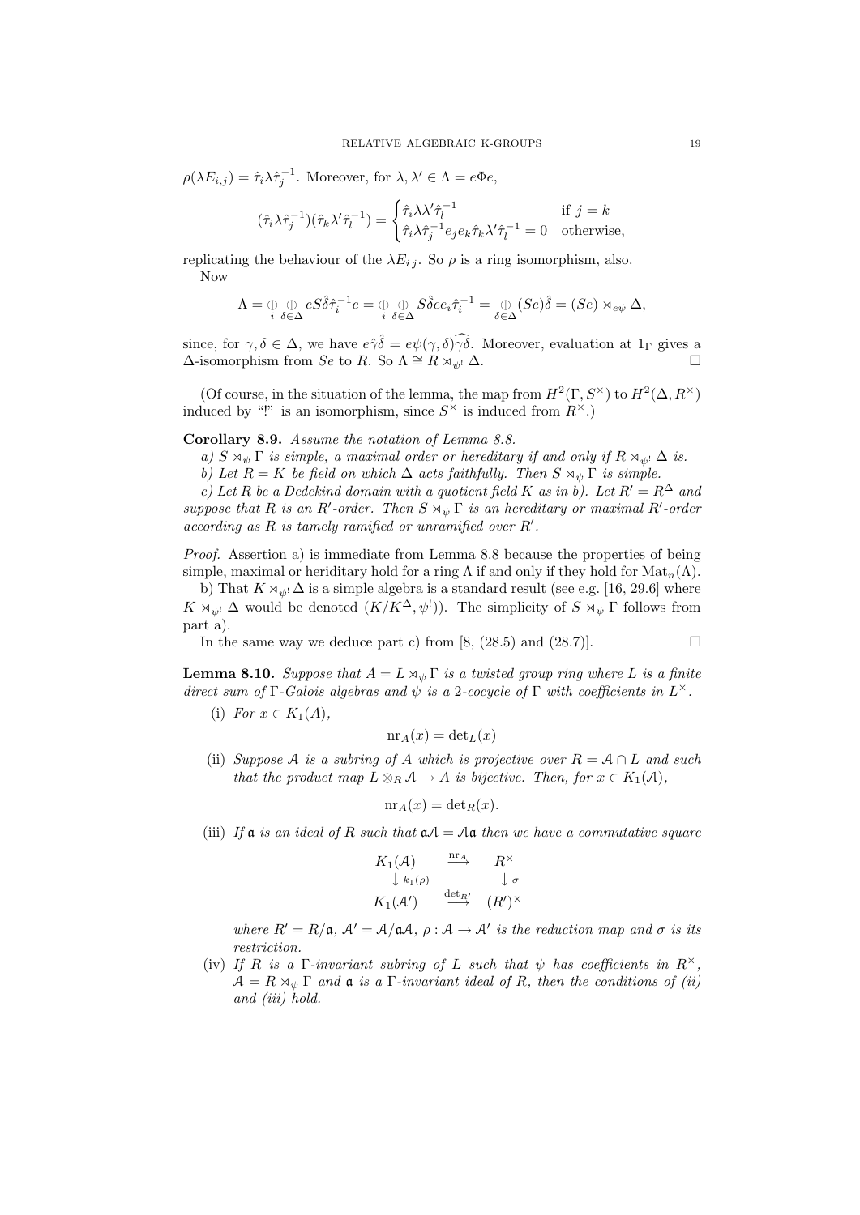$\rho(\lambda E_{i,j}) = \hat{\tau}_i \lambda \hat{\tau}_j^{-1}$. Moreover, for $\lambda, \lambda' \in \Lambda = e\Phi e$,

$$(\hat{\tau}_i \lambda \hat{\tau}_j^{-1})(\hat{\tau}_k \lambda' \hat{\tau}_l^{-1}) = \begin{cases} \hat{\tau}_i \lambda \lambda' \hat{\tau}_l^{-1} & \text{if } j = k \\ \hat{\tau}_i \lambda \hat{\tau}_j^{-1} e_j e_k \hat{\tau}_k \lambda' \hat{\tau}_l^{-1} = 0 & \text{otherwise,} \end{cases}$$

replicating the behaviour of the $\lambda E_{i\,j}$. So $\rho$ is a ring isomorphism, also.

Now

$$\Lambda = \underset{i}{\oplus} \underset{\delta \in \Delta}{\oplus} eS\hat{\delta}\hat{\tau}_i^{-1} e = \underset{i}{\oplus} \underset{\delta \in \Delta}{\oplus} S\hat{\delta} e e_i \hat{\tau}_i^{-1} = \underset{\delta \in \Delta}{\oplus} (Se)\hat{\delta} = (Se) \rtimes_{e\psi} \Delta,$$

since, for $\gamma, \delta \in \Delta$, we have $e\hat{\gamma}\hat{\delta} = e\psi(\gamma, \delta)\widehat{\gamma\delta}$. Moreover, evaluation at $1_\Gamma$ gives a $\Delta$-isomorphism from $Se$ to $R$. So $\Lambda \cong R \rtimes_{\psi^!} \Delta$. $\square$

(Of course, in the situation of the lemma, the map from $H^2(\Gamma, S^\times)$ to $H^2(\Delta, R^\times)$ induced by "!" is an isomorphism, since $S^\times$ is induced from $R^\times$.)

**Corollary 8.9.** *Assume the notation of Lemma 8.8.*

*a) $S \rtimes_\psi \Gamma$ is simple, a maximal order or hereditary if and only if $R \rtimes_{\psi^!} \Delta$ is.*

*b) Let $R = K$ be field on which $\Delta$ acts faithfully. Then $S \rtimes_\psi \Gamma$ is simple.*

*c) Let $R$ be a Dedekind domain with a quotient field $K$ as in b). Let $R' = R^\Delta$ and suppose that $R$ is an $R'$-order. Then $S \rtimes_\psi \Gamma$ is an hereditary or maximal $R'$-order according as $R$ is tamely ramified or unramified over $R'$.*

*Proof.* Assertion a) is immediate from Lemma 8.8 because the properties of being simple, maximal or heriditary hold for a ring $\Lambda$ if and only if they hold for $\mathrm{Mat}_n(\Lambda)$.

b) That $K \rtimes_{\psi^!} \Delta$ is a simple algebra is a standard result (see e.g. [16, 29.6] where $K \rtimes_{\psi^!} \Delta$ would be denoted $(K/K^\Delta, \psi^!)$). The simplicity of $S \rtimes_\psi \Gamma$ follows from part a).

In the same way we deduce part c) from [8, (28.5) and (28.7)]. $\square$

**Lemma 8.10.** *Suppose that $A = L \rtimes_\psi \Gamma$ is a twisted group ring where $L$ is a finite direct sum of $\Gamma$-Galois algebras and $\psi$ is a 2-cocycle of $\Gamma$ with coefficients in $L^\times$.*

(i) *For $x \in K_1(A)$,*

$$\mathrm{nr}_A(x) = \det_L(x)$$

(ii) *Suppose $\mathcal{A}$ is a subring of $A$ which is projective over $R = \mathcal{A} \cap L$ and such that the product map $L \otimes_R \mathcal{A} \to A$ is bijective. Then, for $x \in K_1(\mathcal{A})$,*

$$\mathrm{nr}_A(x) = \det_R(x).$$

(iii) *If $\mathfrak{a}$ is an ideal of $R$ such that $\mathfrak{a}\mathcal{A} = \mathcal{A}\mathfrak{a}$ then we have a commutative square*

$$\begin{array}{ccc} K_1(\mathcal{A}) & \xrightarrow{\mathrm{nr}_A} & R^\times \\ \downarrow {\scriptstyle k_1(\rho)} & & \downarrow {\scriptstyle \sigma} \\ K_1(\mathcal{A}') & \xrightarrow{\det_{R'}} & (R')^\times \end{array}$$

*where $R' = R/\mathfrak{a}$, $\mathcal{A}' = \mathcal{A}/\mathfrak{a}\mathcal{A}$, $\rho : \mathcal{A} \to \mathcal{A}'$ is the reduction map and $\sigma$ is its restriction.*

(iv) *If $R$ is a $\Gamma$-invariant subring of $L$ such that $\psi$ has coefficients in $R^\times$, $\mathcal{A} = R \rtimes_\psi \Gamma$ and $\mathfrak{a}$ is a $\Gamma$-invariant ideal of $R$, then the conditions of (ii) and (iii) hold.*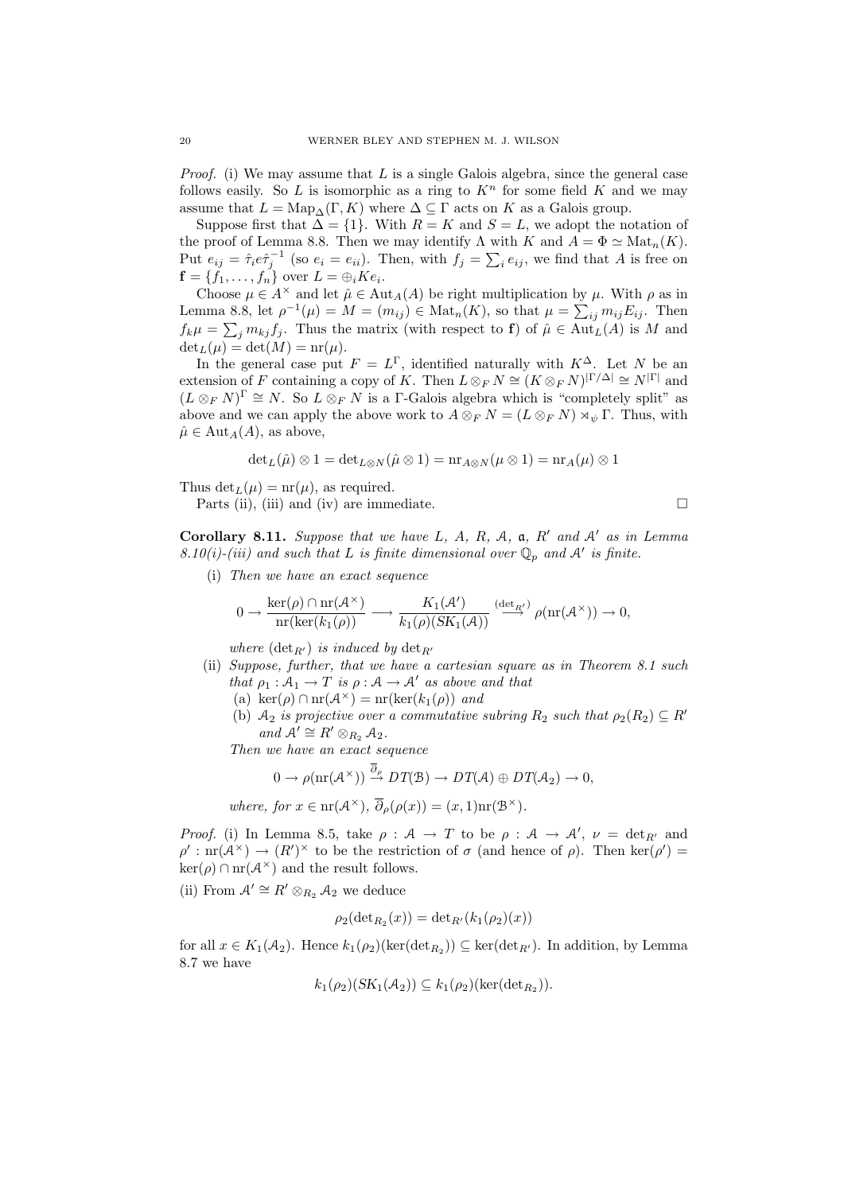*Proof.* (i) We may assume that $L$ is a single Galois algebra, since the general case follows easily. So $L$ is isomorphic as a ring to $K^n$ for some field $K$ and we may assume that $L = \mathrm{Map}_\Delta(\Gamma, K)$ where $\Delta \subseteq \Gamma$ acts on $K$ as a Galois group.

Suppose first that $\Delta = \{1\}$. With $R = K$ and $S = L$, we adopt the notation of the proof of Lemma 8.8. Then we may identify $\Lambda$ with $K$ and $A = \Phi \simeq \mathrm{Mat}_n(K)$. Put $e_{ij} = \hat{\tau}_i e \hat{\tau}_j^{-1}$ (so $e_i = e_{ii}$). Then, with $f_j = \sum_i e_{ij}$, we find that $A$ is free on $\mathbf{f} = \{f_1, \dots, f_n\}$ over $L = \oplus_i K e_i$.

Choose $\mu \in A^\times$ and let $\hat{\mu} \in \mathrm{Aut}_A(A)$ be right multiplication by $\mu$. With $\rho$ as in Lemma 8.8, let $\rho^{-1}(\mu) = M = (m_{ij}) \in \mathrm{Mat}_n(K)$, so that $\mu = \sum_{ij} m_{ij} E_{ij}$. Then $f_k \mu = \sum_j m_{kj} f_j$. Thus the matrix (with respect to $\mathbf{f}$) of $\hat{\mu} \in \mathrm{Aut}_L(A)$ is $M$ and $\det_L(\mu) = \det(M) = \mathrm{nr}(\mu)$.

In the general case put $F = L^\Gamma$, identified naturally with $K^\Delta$. Let $N$ be an extension of $F$ containing a copy of $K$. Then $L \otimes_F N \cong (K \otimes_F N)^{|\Gamma/\Delta|} \cong N^{|\Gamma|}$ and $(L \otimes_F N)^\Gamma \cong N$. So $L \otimes_F N$ is a $\Gamma$-Galois algebra which is "completely split" as above and we can apply the above work to $A \otimes_F N = (L \otimes_F N) \rtimes_\psi \Gamma$. Thus, with $\hat{\mu} \in \mathrm{Aut}_A(A)$, as above,

$$\det_L(\hat{\mu}) \otimes 1 = \det_{L \otimes N}(\hat{\mu} \otimes 1) = \mathrm{nr}_{A \otimes N}(\mu \otimes 1) = \mathrm{nr}_A(\mu) \otimes 1$$

Thus $\det_L(\mu) = \mathrm{nr}(\mu)$, as required.

Parts (ii), (iii) and (iv) are immediate. $\square$

**Corollary 8.11.** *Suppose that we have $L$, $A$, $R$, $\mathcal{A}$, $\mathfrak{a}$, $R'$ and $\mathcal{A}'$ as in Lemma 8.10(i)-(iii) and such that $L$ is finite dimensional over $\mathbb{Q}_p$ and $\mathcal{A}'$ is finite.*

(i) *Then we have an exact sequence*

$$0 \to \frac{\ker(\rho) \cap \mathrm{nr}(\mathcal{A}^\times)}{\mathrm{nr}(\ker(k_1(\rho))} \longrightarrow \frac{K_1(\mathcal{A}')}{k_1(\rho)(SK_1(\mathcal{A}))} \stackrel{(\det_{R'})}{\longrightarrow} \rho(\mathrm{nr}(\mathcal{A}^\times)) \to 0,$$

*where $(\det_{R'})$ is induced by $\det_{R'}$*

(ii) *Suppose, further, that we have a cartesian square as in Theorem 8.1 such that $\rho_1 : \mathcal{A}_1 \to T$ is $\rho : \mathcal{A} \to \mathcal{A}'$ as above and that*
   - (a) *$\ker(\rho) \cap \mathrm{nr}(\mathcal{A}^\times) = \mathrm{nr}(\ker(k_1(\rho))$ and*
   - (b) *$\mathcal{A}_2$ is projective over a commutative subring $R_2$ such that $\rho_2(R_2) \subseteq R'$ and $\mathcal{A}' \cong R' \otimes_{R_2} \mathcal{A}_2$.*

   *Then we have an exact sequence*

$$0 \to \rho(\mathrm{nr}(\mathcal{A}^\times)) \stackrel{\overline{\partial}_\rho}{\to} DT(\mathcal{B}) \to DT(\mathcal{A}) \oplus DT(\mathcal{A}_2) \to 0,$$

   *where, for $x \in \mathrm{nr}(\mathcal{A}^\times)$, $\overline{\partial}_\rho(\rho(x)) = (x, 1)\mathrm{nr}(\mathcal{B}^\times)$.*

*Proof.* (i) In Lemma 8.5, take $\rho : \mathcal{A} \to T$ to be $\rho : \mathcal{A} \to \mathcal{A}'$, $\nu = \det_{R'}$ and $\rho' : \mathrm{nr}(\mathcal{A}^\times) \to (R')^\times$ to be the restriction of $\sigma$ (and hence of $\rho$). Then $\ker(\rho') = \ker(\rho) \cap \mathrm{nr}(\mathcal{A}^\times)$ and the result follows.

(ii) From $\mathcal{A}' \cong R' \otimes_{R_2} \mathcal{A}_2$ we deduce

$$\rho_2(\det_{R_2}(x)) = \det_{R'}(k_1(\rho_2)(x))$$

for all $x \in K_1(\mathcal{A}_2)$. Hence $k_1(\rho_2)(\ker(\det_{R_2})) \subseteq \ker(\det_{R'})$. In addition, by Lemma 8.7 we have

$$k_1(\rho_2)(SK_1(\mathcal{A}_2)) \subseteq k_1(\rho_2)(\ker(\det_{R_2})).$$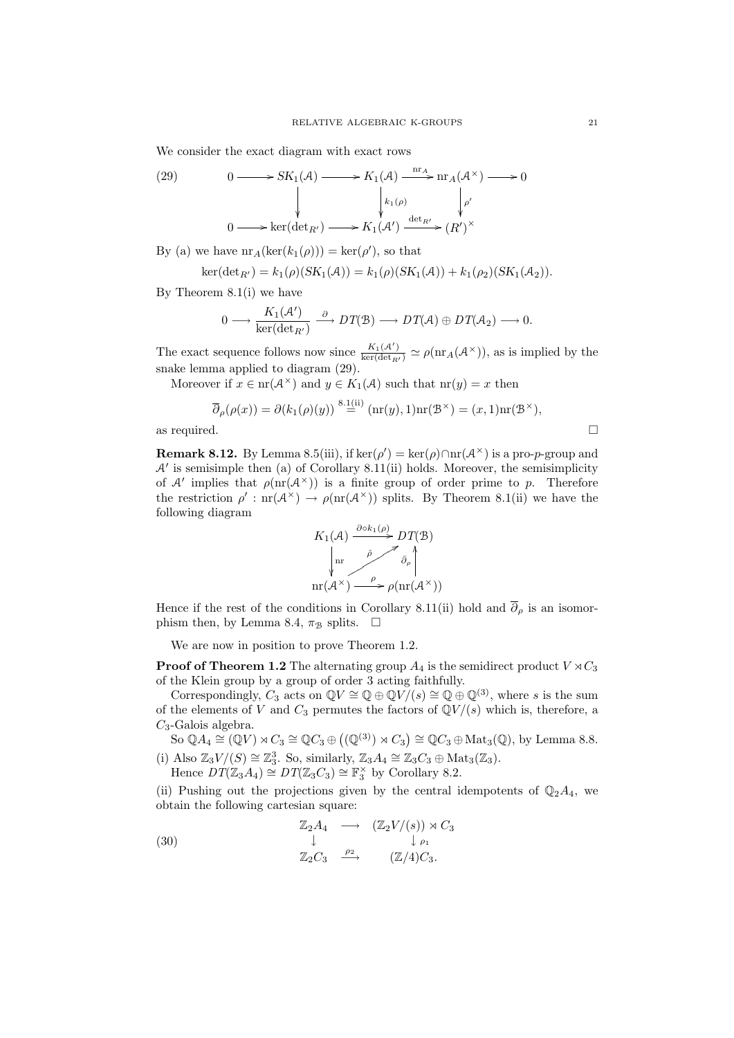We consider the exact diagram with exact rows

$$
(29)\qquad
\begin{array}{ccccccccc}
0 & \longrightarrow & SK_1(\mathcal{A}) & \longrightarrow & K_1(\mathcal{A}) & \xrightarrow{\mathrm{nr}_A} & \mathrm{nr}_A(\mathcal{A}^\times) & \longrightarrow & 0 \\
 & & \downarrow & & \downarrow{\scriptstyle k_1(\rho)} & & \downarrow{\scriptstyle \rho'} & & \\
0 & \longrightarrow & \ker(\det_{R'}) & \longrightarrow & K_1(\mathcal{A}') & \xrightarrow{\det_{R'}} & (R')^\times & &
\end{array}
$$

By (a) we have $\mathrm{nr}_A(\ker(k_1(\rho))) = \ker(\rho')$, so that

$$
\ker(\det_{R'}) = k_1(\rho)(SK_1(\mathcal{A})) = k_1(\rho)(SK_1(\mathcal{A})) + k_1(\rho_2)(SK_1(\mathcal{A}_2)).
$$

By Theorem 8.1(i) we have

$$
0 \longrightarrow \frac{K_1(\mathcal{A}')}{\ker(\det_{R'})} \xrightarrow{\ \partial\ } DT(\mathcal{B}) \longrightarrow DT(\mathcal{A}) \oplus DT(\mathcal{A}_2) \longrightarrow 0.
$$

The exact sequence follows now since $\frac{K_1(\mathcal{A}')}{\ker(\det_{R'})} \simeq \rho(\mathrm{nr}_A(\mathcal{A}^\times))$, as is implied by the snake lemma applied to diagram (29).

Moreover if $x \in \mathrm{nr}(\mathcal{A}^\times)$ and $y \in K_1(\mathcal{A})$ such that $\mathrm{nr}(y) = x$ then

$$
\overline{\partial}_\rho(\rho(x)) = \partial(k_1(\rho)(y)) \overset{8.1(\mathrm{ii})}{=} (\mathrm{nr}(y), 1)\mathrm{nr}(\mathcal{B}^\times) = (x, 1)\mathrm{nr}(\mathcal{B}^\times),
$$

as required. □

**Remark 8.12.** By Lemma 8.5(iii), if $\ker(\rho') = \ker(\rho) \cap \mathrm{nr}(\mathcal{A}^\times)$ is a pro-$p$-group and $\mathcal{A}'$ is semisimple then (a) of Corollary 8.11(ii) holds. Moreover, the semisimplicity of $\mathcal{A}'$ implies that $\rho(\mathrm{nr}(\mathcal{A}^\times))$ is a finite group of order prime to $p$. Therefore the restriction $\rho' : \mathrm{nr}(\mathcal{A}^\times) \to \rho(\mathrm{nr}(\mathcal{A}^\times))$ splits. By Theorem 8.1(ii) we have the following diagram

$$
\begin{array}{ccc}
K_1(\mathcal{A}) & \xrightarrow{\partial \circ k_1(\rho)} & DT(\mathcal{B}) \\
\downarrow{\scriptstyle \mathrm{nr}} & \nearrow{\scriptstyle \hat{\rho}} & \uparrow{\scriptstyle \bar{\partial}_\rho} \\
\mathrm{nr}(\mathcal{A}^\times) & \xrightarrow{\ \rho\ } & \rho(\mathrm{nr}(\mathcal{A}^\times))
\end{array}
$$

Hence if the rest of the conditions in Corollary 8.11(ii) hold and $\overline{\partial}_\rho$ is an isomorphism then, by Lemma 8.4, $\pi_{\mathcal{B}}$ splits. □

We are now in position to prove Theorem 1.2.

**Proof of Theorem 1.2** The alternating group $A_4$ is the semidirect product $V \rtimes C_3$ of the Klein group by a group of order 3 acting faithfully.

Correspondingly, $C_3$ acts on $\mathbb{Q}V \cong \mathbb{Q} \oplus \mathbb{Q}V/(s) \cong \mathbb{Q} \oplus \mathbb{Q}^{(3)}$, where $s$ is the sum of the elements of $V$ and $C_3$ permutes the factors of $\mathbb{Q}V/(s)$ which is, therefore, a $C_3$-Galois algebra.

So $\mathbb{Q}A_4 \cong (\mathbb{Q}V) \rtimes C_3 \cong \mathbb{Q}C_3 \oplus \left((\mathbb{Q}^{(3)}) \rtimes C_3\right) \cong \mathbb{Q}C_3 \oplus \mathrm{Mat}_3(\mathbb{Q})$, by Lemma 8.8.

(i) Also $\mathbb{Z}_3V/(S) \cong \mathbb{Z}_3^3$. So, similarly, $\mathbb{Z}_3A_4 \cong \mathbb{Z}_3C_3 \oplus \mathrm{Mat}_3(\mathbb{Z}_3)$.
Hence $DT(\mathbb{Z}_3A_4) \cong DT(\mathbb{Z}_3C_3) \cong \mathbb{F}_3^\times$ by Corollary 8.2.

(ii) Pushing out the projections given by the central idempotents of $\mathbb{Q}_2A_4$, we obtain the following cartesian square:

$$
(30)\qquad
\begin{array}{ccc}
\mathbb{Z}_2A_4 & \longrightarrow & (\mathbb{Z}_2V/(s)) \rtimes C_3 \\
\downarrow & & \downarrow{\scriptstyle \rho_1} \\
\mathbb{Z}_2C_3 & \xrightarrow{\ \rho_2\ } & (\mathbb{Z}/4)C_3.
\end{array}
$$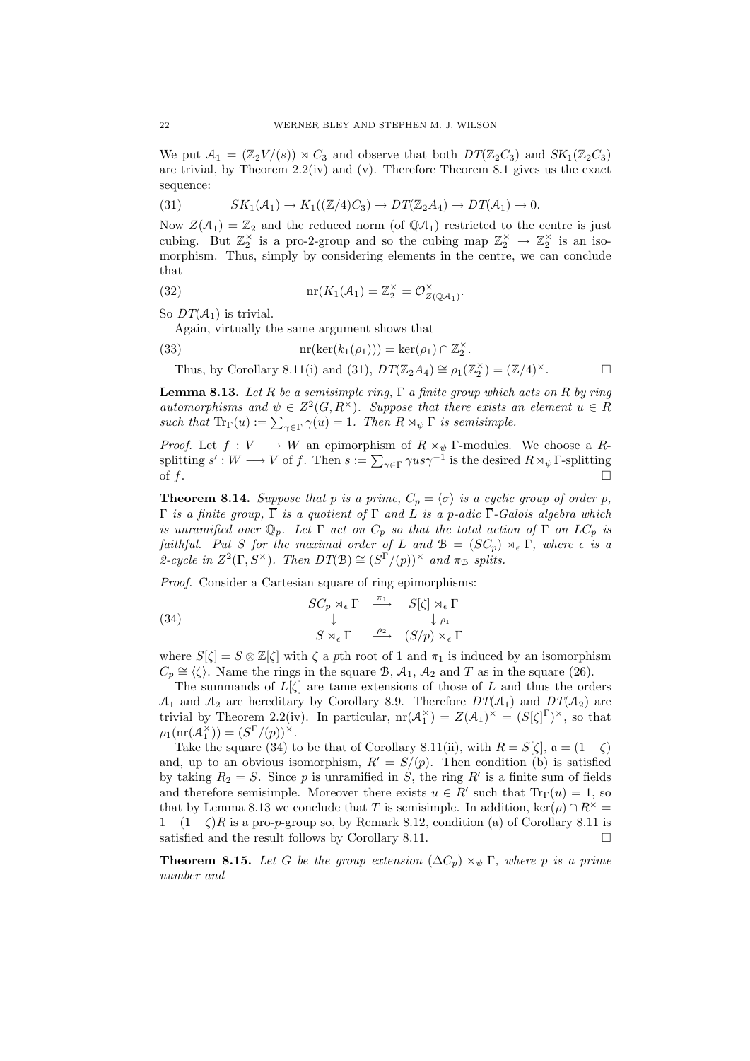We put $\mathcal{A}_1 = (\mathbb{Z}_2V/(s)) \rtimes C_3$ and observe that both $DT(\mathbb{Z}_2C_3)$ and $SK_1(\mathbb{Z}_2C_3)$ are trivial, by Theorem 2.2(iv) and (v). Therefore Theorem 8.1 gives us the exact sequence:

$$SK_1(\mathcal{A}_1) \to K_1((\mathbb{Z}/4)C_3) \to DT(\mathbb{Z}_2A_4) \to DT(\mathcal{A}_1) \to 0. \tag{31}$$

Now $Z(\mathcal{A}_1) = \mathbb{Z}_2$ and the reduced norm (of $\mathbb{Q}\mathcal{A}_1$) restricted to the centre is just cubing. But $\mathbb{Z}_2^\times$ is a pro-2-group and so the cubing map $\mathbb{Z}_2^\times \to \mathbb{Z}_2^\times$ is an isomorphism. Thus, simply by considering elements in the centre, we can conclude that

$$\mathrm{nr}(K_1(\mathcal{A}_1) = \mathbb{Z}_2^\times = \mathcal{O}_{Z(\mathbb{Q}\mathcal{A}_1)}^\times. \tag{32}$$

So $DT(\mathcal{A}_1)$ is trivial.

Again, virtually the same argument shows that

$$\mathrm{nr}(\ker(k_1(\rho_1))) = \ker(\rho_1) \cap \mathbb{Z}_2^\times. \tag{33}$$

Thus, by Corollary 8.11(i) and (31), $DT(\mathbb{Z}_2A_4) \cong \rho_1(\mathbb{Z}_2^\times) = (\mathbb{Z}/4)^\times$. $\square$

**Lemma 8.13.** *Let $R$ be a semisimple ring, $\Gamma$ a finite group which acts on $R$ by ring automorphisms and $\psi \in Z^2(G, R^\times)$. Suppose that there exists an element $u \in R$ such that $\mathrm{Tr}_\Gamma(u) := \sum_{\gamma \in \Gamma} \gamma(u) = 1$. Then $R \rtimes_\psi \Gamma$ is semisimple.*

*Proof.* Let $f : V \longrightarrow W$ an epimorphism of $R \rtimes_\psi \Gamma$-modules. We choose a $R$-splitting $s' : W \longrightarrow V$ of $f$. Then $s := \sum_{\gamma\in\Gamma} \gamma u s \gamma^{-1}$ is the desired $R \rtimes_\psi \Gamma$-splitting of $f$. $\square$

**Theorem 8.14.** *Suppose that $p$ is a prime, $C_p = \langle\sigma\rangle$ is a cyclic group of order $p$, $\Gamma$ is a finite group, $\overline{\Gamma}$ is a quotient of $\Gamma$ and $L$ is a $p$-adic $\overline{\Gamma}$-Galois algebra which is unramified over $\mathbb{Q}_p$. Let $\Gamma$ act on $C_p$ so that the total action of $\Gamma$ on $LC_p$ is faithful. Put $S$ for the maximal order of $L$ and $\mathcal{B} = (SC_p) \rtimes_\epsilon \Gamma$, where $\epsilon$ is a 2-cycle in $Z^2(\Gamma, S^\times)$. Then $DT(\mathcal{B}) \cong (S^\Gamma/(p))^\times$ and $\pi_\mathcal{B}$ splits.*

*Proof.* Consider a Cartesian square of ring epimorphisms:

$$\begin{array}{ccc} SC_p \rtimes_\epsilon \Gamma & \xrightarrow{\pi_1} & S[\zeta] \rtimes_\epsilon \Gamma \\ \downarrow & & \downarrow \rho_1 \\ S \rtimes_\epsilon \Gamma & \xrightarrow{\rho_2} & (S/p) \rtimes_\epsilon \Gamma \end{array} \tag{34}$$

where $S[\zeta] = S \otimes \mathbb{Z}[\zeta]$ with $\zeta$ a $p$th root of 1 and $\pi_1$ is induced by an isomorphism $C_p \cong \langle\zeta\rangle$. Name the rings in the square $\mathcal{B}$, $\mathcal{A}_1$, $\mathcal{A}_2$ and $T$ as in the square (26).

The summands of $L[\zeta]$ are tame extensions of those of $L$ and thus the orders $\mathcal{A}_1$ and $\mathcal{A}_2$ are hereditary by Corollary 8.9. Therefore $DT(\mathcal{A}_1)$ and $DT(\mathcal{A}_2)$ are trivial by Theorem 2.2(iv). In particular, $\mathrm{nr}(\mathcal{A}_1^\times) = Z(\mathcal{A}_1)^\times = (S[\zeta]^\Gamma)^\times$, so that $\rho_1(\mathrm{nr}(\mathcal{A}_1^\times)) = (S^\Gamma/(p))^\times$.

Take the square (34) to be that of Corollary 8.11(ii), with $R = S[\zeta]$, $\mathfrak{a} = (1-\zeta)$ and, up to an obvious isomorphism, $R' = S/(p)$. Then condition (b) is satisfied by taking $R_2 = S$. Since $p$ is unramified in $S$, the ring $R'$ is a finite sum of fields and therefore semisimple. Moreover there exists $u \in R'$ such that $\mathrm{Tr}_\Gamma(u) = 1$, so that by Lemma 8.13 we conclude that $T$ is semisimple. In addition, $\ker(\rho) \cap R^\times = 1 - (1-\zeta)R$ is a pro-$p$-group so, by Remark 8.12, condition (a) of Corollary 8.11 is satisfied and the result follows by Corollary 8.11. $\square$

**Theorem 8.15.** *Let $G$ be the group extension $(\Delta C_p) \rtimes_\psi \Gamma$, where $p$ is a prime number and*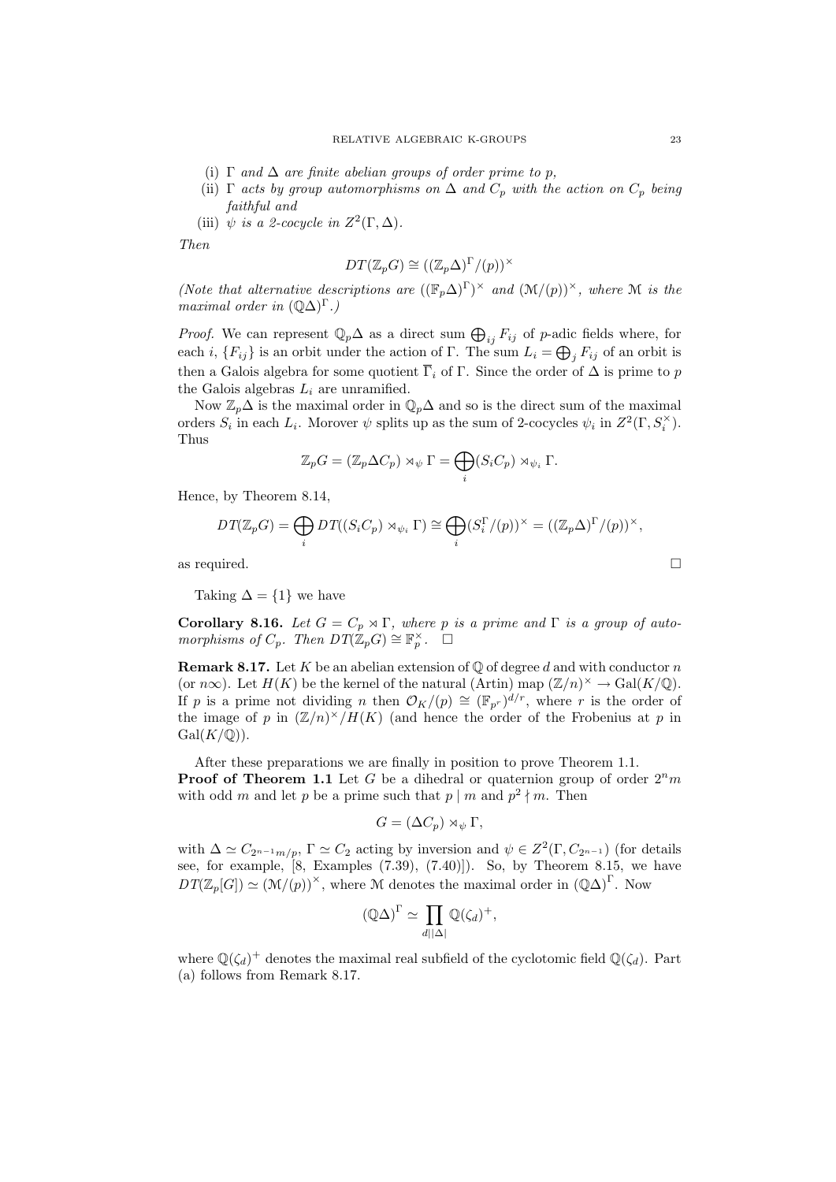(i) $\Gamma$ *and* $\Delta$ *are finite abelian groups of order prime to* $p$,

(ii) $\Gamma$ *acts by group automorphisms on* $\Delta$ *and* $C_p$ *with the action on* $C_p$ *being faithful and*

(iii) $\psi$ *is a 2-cocycle in* $Z^2(\Gamma, \Delta)$.

*Then*

$$DT(\mathbb{Z}_p G) \cong ((\mathbb{Z}_p\Delta)^\Gamma/(p))^\times$$

*(Note that alternative descriptions are* $((\mathbb{F}_p\Delta)^\Gamma)^\times$ *and* $(\mathcal{M}/(p))^\times$*, where* $\mathcal{M}$ *is the maximal order in* $(\mathbb{Q}\Delta)^\Gamma$*.)*

*Proof.* We can represent $\mathbb{Q}_p\Delta$ as a direct sum $\bigoplus_{ij} F_{ij}$ of $p$-adic fields where, for each $i$, $\{F_{ij}\}$ is an orbit under the action of $\Gamma$. The sum $L_i = \bigoplus_j F_{ij}$ of an orbit is then a Galois algebra for some quotient $\overline{\Gamma}_i$ of $\Gamma$. Since the order of $\Delta$ is prime to $p$ the Galois algebras $L_i$ are unramified.

Now $\mathbb{Z}_p\Delta$ is the maximal order in $\mathbb{Q}_p\Delta$ and so is the direct sum of the maximal orders $S_i$ in each $L_i$. Morover $\psi$ splits up as the sum of 2-cocycles $\psi_i$ in $Z^2(\Gamma, S_i^\times)$. Thus

$$\mathbb{Z}_p G = (\mathbb{Z}_p\Delta C_p) \rtimes_\psi \Gamma = \bigoplus_i (S_i C_p) \rtimes_{\psi_i} \Gamma.$$

Hence, by Theorem 8.14,

$$DT(\mathbb{Z}_p G) = \bigoplus_i DT((S_i C_p) \rtimes_{\psi_i} \Gamma) \cong \bigoplus_i (S_i^\Gamma/(p))^\times = ((\mathbb{Z}_p\Delta)^\Gamma/(p))^\times,$$

as required. $\square$

Taking $\Delta = \{1\}$ we have

**Corollary 8.16.** *Let* $G = C_p \rtimes \Gamma$*, where* $p$ *is a prime and* $\Gamma$ *is a group of automorphisms of* $C_p$*. Then* $DT(\mathbb{Z}_p G) \cong \mathbb{F}_p^\times$*.* $\square$

**Remark 8.17.** Let $K$ be an abelian extension of $\mathbb{Q}$ of degree $d$ and with conductor $n$ (or $n\infty$). Let $H(K)$ be the kernel of the natural (Artin) map $(\mathbb{Z}/n)^\times \to \mathrm{Gal}(K/\mathbb{Q})$. If $p$ is a prime not dividing $n$ then $\mathcal{O}_K/(p) \cong (\mathbb{F}_{p^r})^{d/r}$, where $r$ is the order of the image of $p$ in $(\mathbb{Z}/n)^\times/H(K)$ (and hence the order of the Frobenius at $p$ in $\mathrm{Gal}(K/\mathbb{Q})$).

After these preparations we are finally in position to prove Theorem 1.1.

**Proof of Theorem 1.1** Let $G$ be a dihedral or quaternion group of order $2^n m$ with odd $m$ and let $p$ be a prime such that $p \mid m$ and $p^2 \nmid m$. Then

$$G = (\Delta C_p) \rtimes_\psi \Gamma,$$

with $\Delta \simeq C_{2^{n-1}m/p}$, $\Gamma \simeq C_2$ acting by inversion and $\psi \in Z^2(\Gamma, C_{2^{n-1}})$ (for details see, for example, [8, Examples (7.39), (7.40)]). So, by Theorem 8.15, we have $DT(\mathbb{Z}_p[G]) \simeq (\mathcal{M}/(p))^\times$, where $\mathcal{M}$ denotes the maximal order in $(\mathbb{Q}\Delta)^\Gamma$. Now

$$(\mathbb{Q}\Delta)^\Gamma \simeq \prod_{d \mid |\Delta|} \mathbb{Q}(\zeta_d)^+,$$

where $\mathbb{Q}(\zeta_d)^+$ denotes the maximal real subfield of the cyclotomic field $\mathbb{Q}(\zeta_d)$. Part (a) follows from Remark 8.17.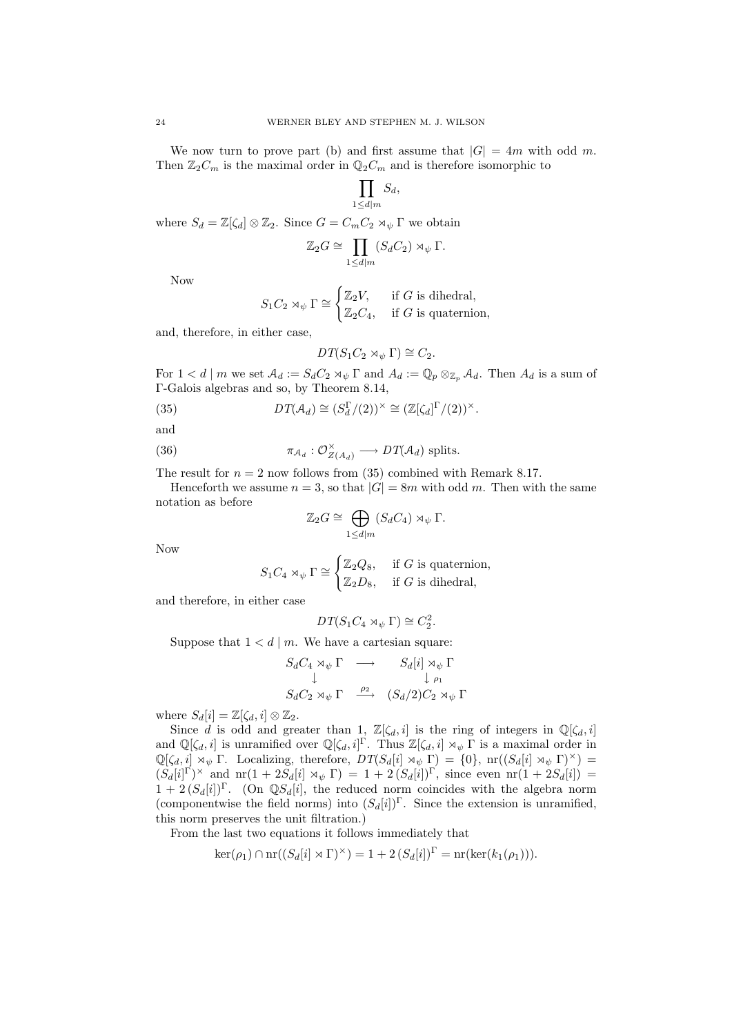We now turn to prove part (b) and first assume that $|G| = 4m$ with odd $m$. Then $\mathbb{Z}_2 C_m$ is the maximal order in $\mathbb{Q}_2 C_m$ and is therefore isomorphic to

$$\prod_{1 \le d | m} S_d,$$

where $S_d = \mathbb{Z}[\zeta_d] \otimes \mathbb{Z}_2$. Since $G = C_m C_2 \rtimes_\psi \Gamma$ we obtain

$$\mathbb{Z}_2 G \cong \prod_{1 \le d | m} (S_d C_2) \rtimes_\psi \Gamma.$$

Now

$$S_1 C_2 \rtimes_\psi \Gamma \cong \begin{cases} \mathbb{Z}_2 V, & \text{if } G \text{ is dihedral,} \\ \mathbb{Z}_2 C_4, & \text{if } G \text{ is quaternion,} \end{cases}$$

and, therefore, in either case,

$$DT(S_1 C_2 \rtimes_\psi \Gamma) \cong C_2.$$

For $1 < d \mid m$ we set $\mathcal{A}_d := S_d C_2 \rtimes_\psi \Gamma$ and $A_d := \mathbb{Q}_p \otimes_{\mathbb{Z}_p} \mathcal{A}_d$. Then $A_d$ is a sum of $\Gamma$-Galois algebras and so, by Theorem 8.14,

$$DT(\mathcal{A}_d) \cong (S_d^\Gamma/(2))^\times \cong (\mathbb{Z}[\zeta_d]^\Gamma/(2))^\times. \tag{35}$$

and

$$\pi_{\mathcal{A}_d} : \mathcal{O}_{Z(A_d)}^\times \longrightarrow DT(\mathcal{A}_d) \text{ splits.} \tag{36}$$

The result for $n = 2$ now follows from (35) combined with Remark 8.17.

Henceforth we assume $n = 3$, so that $|G| = 8m$ with odd $m$. Then with the same notation as before

$$\mathbb{Z}_2 G \cong \bigoplus_{1 \le d | m} (S_d C_4) \rtimes_\psi \Gamma.$$

Now

$$S_1 C_4 \rtimes_\psi \Gamma \cong \begin{cases} \mathbb{Z}_2 Q_8, & \text{if } G \text{ is quaternion,} \\ \mathbb{Z}_2 D_8, & \text{if } G \text{ is dihedral,} \end{cases}$$

and therefore, in either case

$$DT(S_1 C_4 \rtimes_\psi \Gamma) \cong C_2^2.$$

Suppose that $1 < d \mid m$. We have a cartesian square:

$$\begin{array}{ccc} S_d C_4 \rtimes_\psi \Gamma & \longrightarrow & S_d[i] \rtimes_\psi \Gamma \\ \downarrow & & \downarrow \rho_1 \\ S_d C_2 \rtimes_\psi \Gamma & \xrightarrow{\rho_2} & (S_d/2) C_2 \rtimes_\psi \Gamma \end{array}$$

where $S_d[i] = \mathbb{Z}[\zeta_d, i] \otimes \mathbb{Z}_2$.

Since $d$ is odd and greater than 1, $\mathbb{Z}[\zeta_d, i]$ is the ring of integers in $\mathbb{Q}[\zeta_d, i]$ and $\mathbb{Q}[\zeta_d, i]$ is unramified over $\mathbb{Q}[\zeta_d, i]^\Gamma$. Thus $\mathbb{Z}[\zeta_d, i] \rtimes_\psi \Gamma$ is a maximal order in $\mathbb{Q}[\zeta_d, i] \rtimes_\psi \Gamma$. Localizing, therefore, $DT(S_d[i] \rtimes_\psi \Gamma) = \{0\}$, $\mathrm{nr}((S_d[i] \rtimes_\psi \Gamma)^\times) = (S_d[i]^\Gamma)^\times$ and $\mathrm{nr}(1 + 2S_d[i] \rtimes_\psi \Gamma) = 1 + 2\,(S_d[i])^\Gamma$, since even $\mathrm{nr}(1 + 2S_d[i]) = 1 + 2\,(S_d[i])^\Gamma$. (On $\mathbb{Q}S_d[i]$, the reduced norm coincides with the algebra norm (componentwise the field norms) into $(S_d[i])^\Gamma$. Since the extension is unramified, this norm preserves the unit filtration.)

From the last two equations it follows immediately that

$$\ker(\rho_1) \cap \mathrm{nr}((S_d[i] \rtimes \Gamma)^\times) = 1 + 2\,(S_d[i])^\Gamma = \mathrm{nr}(\ker(k_1(\rho_1))).$$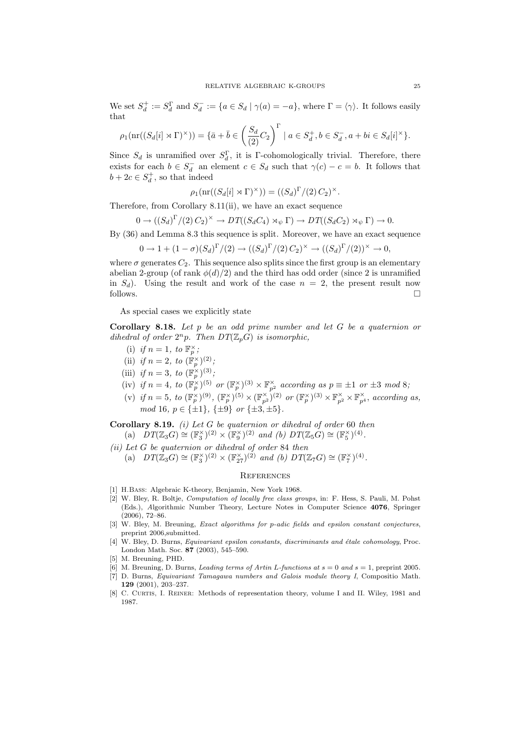We set $S_d^+ := S_d^\Gamma$ and $S_d^- := \{a \in S_d \mid \gamma(a) = -a\}$, where $\Gamma = \langle\gamma\rangle$. It follows easily that

$$\rho_1(\mathrm{nr}((S_d[i] \rtimes \Gamma)^\times)) = \{\bar{a} + \bar{b} \in \left(\frac{S_d}{(2)} C_2\right)^\Gamma \mid a \in S_d^+, b \in S_d^-, a + bi \in S_d[i]^\times\}.$$

Since $S_d$ is unramified over $S_d^\Gamma$, it is $\Gamma$-cohomologically trivial. Therefore, there exists for each $b \in S_d^-$ an element $c \in S_d$ such that $\gamma(c) - c = b$. It follows that $b + 2c \in S_d^+$, so that indeed

$$\rho_1(\mathrm{nr}((S_d[i] \rtimes \Gamma)^\times)) = ((S_d)^\Gamma/(2)\, C_2)^\times.$$

Therefore, from Corollary 8.11(ii), we have an exact sequence

$$0 \to ((S_d)^\Gamma/(2)\, C_2)^\times \to DT((S_d C_4) \rtimes_\psi \Gamma) \to DT((S_d C_2) \rtimes_\psi \Gamma) \to 0.$$

By (36) and Lemma 8.3 this sequence is split. Moreover, we have an exact sequence

$$0 \to 1 + (1-\sigma)(S_d)^\Gamma/(2) \to ((S_d)^\Gamma/(2)\, C_2)^\times \to ((S_d)^\Gamma/(2))^\times \to 0,$$

where $\sigma$ generates $C_2$. This sequence also splits since the first group is an elementary abelian 2-group (of rank $\phi(d)/2$) and the third has odd order (since 2 is unramified in $S_d$). Using the result and work of the case $n = 2$, the present result now follows. $\square$

As special cases we explicitly state

**Corollary 8.18.** *Let $p$ be an odd prime number and let $G$ be a quaternion or dihedral of order $2^n p$. Then $DT(\mathbb{Z}_p G)$ is isomorphic,*

(i) *if $n = 1$, to $\mathbb{F}_p^\times$;*

(ii) *if $n = 2$, to $(\mathbb{F}_p^\times)^{(2)}$;*

(iii) *if $n = 3$, to $(\mathbb{F}_p^\times)^{(3)}$;*

(iv) *if $n = 4$, to $(\mathbb{F}_p^\times)^{(5)}$ or $(\mathbb{F}_p^\times)^{(3)} \times \mathbb{F}_{p^2}^\times$ according as $p \equiv \pm 1$ or $\pm 3$ mod 8;*

(v) *if $n = 5$, to $(\mathbb{F}_p^\times)^{(9)}$, $(\mathbb{F}_p^\times)^{(5)} \times (\mathbb{F}_{p^2}^\times)^{(2)}$ or $(\mathbb{F}_p^\times)^{(3)} \times \mathbb{F}_{p^2}^\times \times \mathbb{F}_{p^4}^\times$, according as, mod 16, $p \in \{\pm 1\}$, $\{\pm 9\}$ or $\{\pm 3, \pm 5\}$.*

**Corollary 8.19.** *(i) Let $G$ be quaternion or dihedral of order 60 then*
(a) $DT(\mathbb{Z}_3 G) \cong (\mathbb{F}_3^\times)^{(2)} \times (\mathbb{F}_9^\times)^{(2)}$ *and (b)* $DT(\mathbb{Z}_5 G) \cong (\mathbb{F}_5^\times)^{(4)}$.

*(ii) Let $G$ be quaternion or dihedral of order 84 then*
(a) $DT(\mathbb{Z}_3 G) \cong (\mathbb{F}_3^\times)^{(2)} \times (\mathbb{F}_{27}^\times)^{(2)}$ *and (b)* $DT(\mathbb{Z}_7 G) \cong (\mathbb{F}_7^\times)^{(4)}$.

## References

[1] H. Bass: Algebraic K-theory, Benjamin, New York 1968.

[2] W. Bley, R. Boltje, *Computation of locally free class groups*, in: F. Hess, S. Pauli, M. Pohst (Eds.), Algorithmic Number Theory, Lecture Notes in Computer Science **4076**, Springer (2006), 72–86.

[3] W. Bley, M. Breuning, *Exact algorithms for p-adic fields and epsilon constant conjectures*, preprint 2006, submitted.

[4] W. Bley, D. Burns, *Equivariant epsilon constants, discriminants and étale cohomology*, Proc. London Math. Soc. **87** (2003), 545–590.

[5] M. Breuning, PHD.

[6] M. Breuning, D. Burns, *Leading terms of Artin L-functions at s = 0 and s = 1*, preprint 2005.

[7] D. Burns, *Equivariant Tamagawa numbers and Galois module theory I*, Compositio Math. **129** (2001), 203–237.

[8] C. Curtis, I. Reiner: Methods of representation theory, volume I and II. Wiley, 1981 and 1987.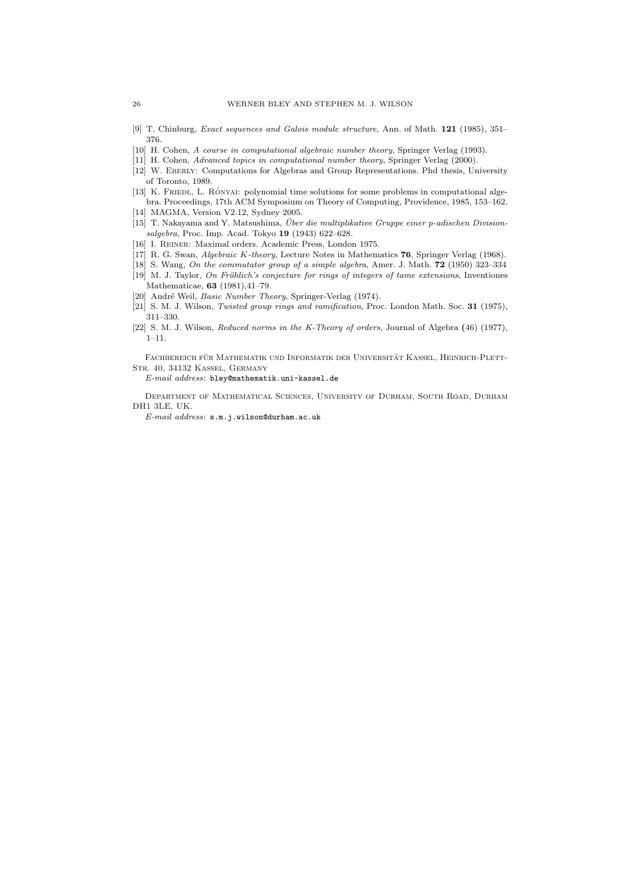[9] T. Chinburg, *Exact sequences and Galois module structure*, Ann. of Math. **121** (1985), 351–376.

[10] H. Cohen, *A course in computational algebraic number theory*, Springer Verlag (1993).

[11] H. Cohen, *Advanced topics in computational number theory*, Springer Verlag (2000).

[12] W. Eberly: Computations for Algebras and Group Representations. Phd thesis, University of Toronto, 1989.

[13] K. Friedl, L. Rónyai: polynomial time solutions for some problems in computational algebra. Proceedings, 17th ACM Symposium on Theory of Computing, Providence, 1985, 153–162.

[14] MAGMA, Version V2.12, Sydney 2005.

[15] T. Nakayama and Y. Matsushima, *Über die multiplikative Gruppe einer p-adischen Divisionsalgebra*, Proc. Imp. Acad. Tokyo **19** (1943) 622–628.

[16] I. Reiner: Maximal orders. Academic Press, London 1975.

[17] R. G. Swan, *Algebraic K-theory*, Lecture Notes in Mathematics **76**, Springer Verlag (1968).

[18] S. Wang, *On the commutator group of a simple algebra*, Amer. J. Math. **72** (1950) 323–334

[19] M. J. Taylor, *On Fröhlich's conjecture for rings of integers of tame extensions*, Inventiones Mathematicae, **63** (1981),41–79.

[20] André Weil, *Basic Number Theory*, Springer-Verlag (1974).

[21] S. M. J. Wilson, *Twisted group rings and ramification*, Proc. London Math. Soc. **31** (1975), 311–330.

[22] S. M. J. Wilson, *Reduced norms in the K-Theory of orders*, Journal of Algebra **(**46) (1977), 1–11.

Fachbereich für Mathematik und Informatik der Universität Kassel, Heinrich-Plett-Str. 40, 34132 Kassel, Germany

*E-mail address*: bley@mathematik.uni-kassel.de

Department of Mathematical Sciences, University of Durham, South Road, Durham DH1 3LE, UK.

*E-mail address*: s.m.j.wilson@durham.ac.uk